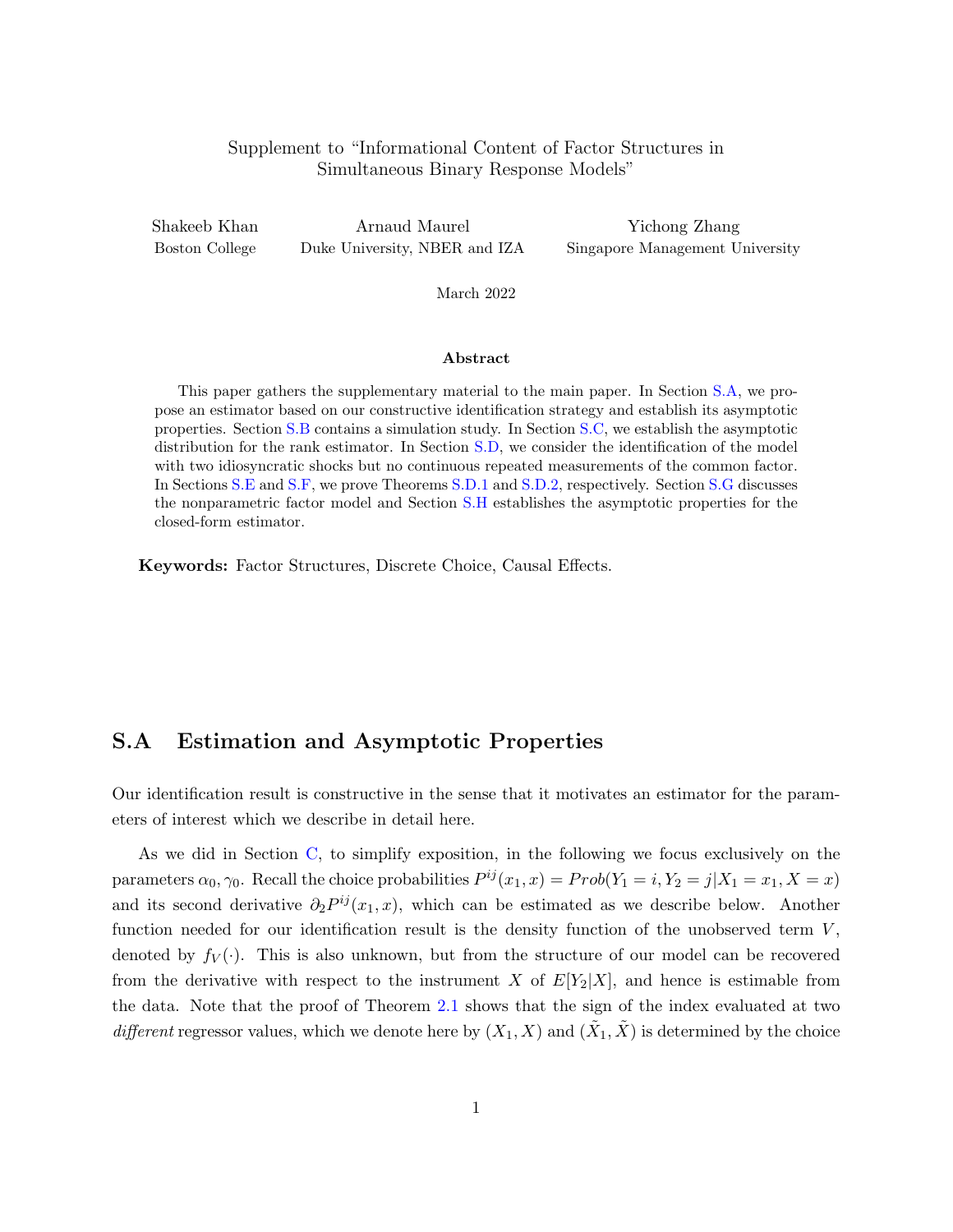# Supplement to "Informational Content of Factor Structures in Simultaneous Binary Response Models"

Shakeeb Khan
Boston College

Arnaud Maurel
Duke University, NBER and IZA

Yichong Zhang
Singapore Management University

March 2022

### Abstract

This paper gathers the supplementary material to the main paper. In Section S.A, we propose an estimator based on our constructive identification strategy and establish its asymptotic properties. Section S.B contains a simulation study. In Section S.C, we establish the asymptotic distribution for the rank estimator. In Section S.D, we consider the identification of the model with two idiosyncratic shocks but no continuous repeated measurements of the common factor. In Sections S.E and S.F, we prove Theorems S.D.1 and S.D.2, respectively. Section S.G discusses the nonparametric factor model and Section S.H establishes the asymptotic properties for the closed-form estimator.

**Keywords:** Factor Structures, Discrete Choice, Causal Effects.

## S.A Estimation and Asymptotic Properties

Our identification result is constructive in the sense that it motivates an estimator for the parameters of interest which we describe in detail here.

As we did in Section C, to simplify exposition, in the following we focus exclusively on the parameters $\alpha_0, \gamma_0$. Recall the choice probabilities $P^{ij}(x_1, x) = Prob(Y_1 = i, Y_2 = j|X_1 = x_1, X = x)$ and its second derivative $\partial_2 P^{ij}(x_1, x)$, which can be estimated as we describe below. Another function needed for our identification result is the density function of the unobserved term $V$, denoted by $f_V(\cdot)$. This is also unknown, but from the structure of our model can be recovered from the derivative with respect to the instrument $X$ of $E[Y_2|X]$, and hence is estimable from the data. Note that the proof of Theorem 2.1 shows that the sign of the index evaluated at two *different* regressor values, which we denote here by $(X_1, X)$ and $(\tilde{X}_1, \tilde{X})$ is determined by the choice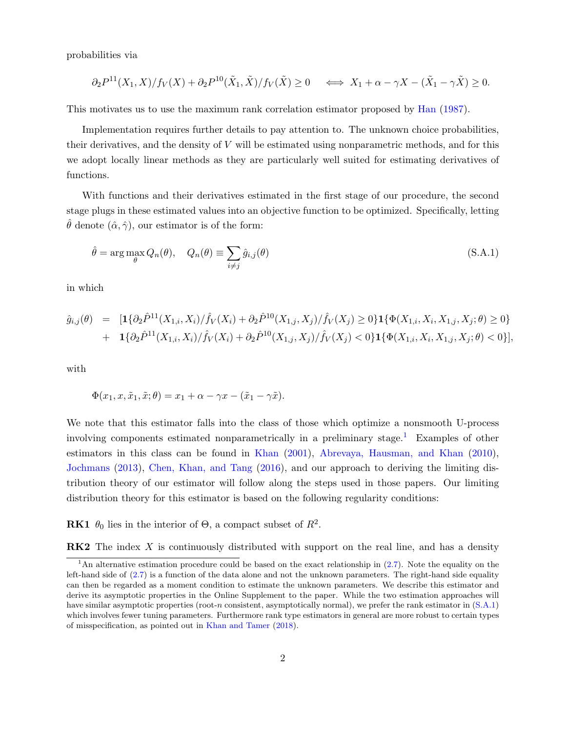probabilities via

$$\partial_2 P^{11}(X_1, X)/f_V(X) + \partial_2 P^{10}(\tilde{X}_1, \tilde{X})/f_V(\tilde{X}) \geq 0 \quad \Longleftrightarrow \quad X_1 + \alpha - \gamma X - (\tilde{X}_1 - \gamma \tilde{X}) \geq 0.$$

This motivates us to use the maximum rank correlation estimator proposed by Han (1987).

Implementation requires further details to pay attention to. The unknown choice probabilities, their derivatives, and the density of $V$ will be estimated using nonparametric methods, and for this we adopt locally linear methods as they are particularly well suited for estimating derivatives of functions.

With functions and their derivatives estimated in the first stage of our procedure, the second stage plugs in these estimated values into an objective function to be optimized. Specifically, letting $\hat{\theta}$ denote $(\hat{\alpha}, \hat{\gamma})$, our estimator is of the form:

$$\hat{\theta} = \arg\max_{\theta} Q_n(\theta), \quad Q_n(\theta) \equiv \sum_{i \neq j} \hat{g}_{i,j}(\theta) \tag{S.A.1}$$

in which

$$\begin{aligned} \hat{g}_{i,j}(\theta) \quad = \quad & [\mathbf{1}\{\partial_2 \hat{P}^{11}(X_{1,i}, X_i)/\hat{f}_V(X_i) + \partial_2 \hat{P}^{10}(X_{1,j}, X_j)/\hat{f}_V(X_j) \geq 0\}\mathbf{1}\{\Phi(X_{1,i}, X_i, X_{1,j}, X_j; \theta) \geq 0\} \\ + \quad & \mathbf{1}\{\partial_2 \hat{P}^{11}(X_{1,i}, X_i)/\hat{f}_V(X_i) + \partial_2 \hat{P}^{10}(X_{1,j}, X_j)/\hat{f}_V(X_j) < 0\}\mathbf{1}\{\Phi(X_{1,i}, X_i, X_{1,j}, X_j; \theta) < 0\}], \end{aligned}$$

with

$$\Phi(x_1, x, \tilde{x}_1, \tilde{x}; \theta) = x_1 + \alpha - \gamma x - (\tilde{x}_1 - \gamma \tilde{x}).$$

We note that this estimator falls into the class of those which optimize a nonsmooth U-process involving components estimated nonparametrically in a preliminary stage.[1] Examples of other estimators in this class can be found in Khan (2001), Abrevaya, Hausman, and Khan (2010), Jochmans (2013), Chen, Khan, and Tang (2016), and our approach to deriving the limiting distribution theory of our estimator will follow along the steps used in those papers. Our limiting distribution theory for this estimator is based on the following regularity conditions:

**RK1** $\theta_0$ lies in the interior of $\Theta$, a compact subset of $R^2$.

**RK2** The index $X$ is continuously distributed with support on the real line, and has a density

[1] An alternative estimation procedure could be based on the exact relationship in (2.7). Note the equality on the left-hand side of (2.7) is a function of the data alone and not the unknown parameters. The right-hand side equality can then be regarded as a moment condition to estimate the unknown parameters. We describe this estimator and derive its asymptotic properties in the Online Supplement to the paper. While the two estimation approaches will have similar asymptotic properties (root-$n$ consistent, asymptotically normal), we prefer the rank estimator in (S.A.1) which involves fewer tuning parameters. Furthermore rank type estimators in general are more robust to certain types of misspecification, as pointed out in Khan and Tamer (2018).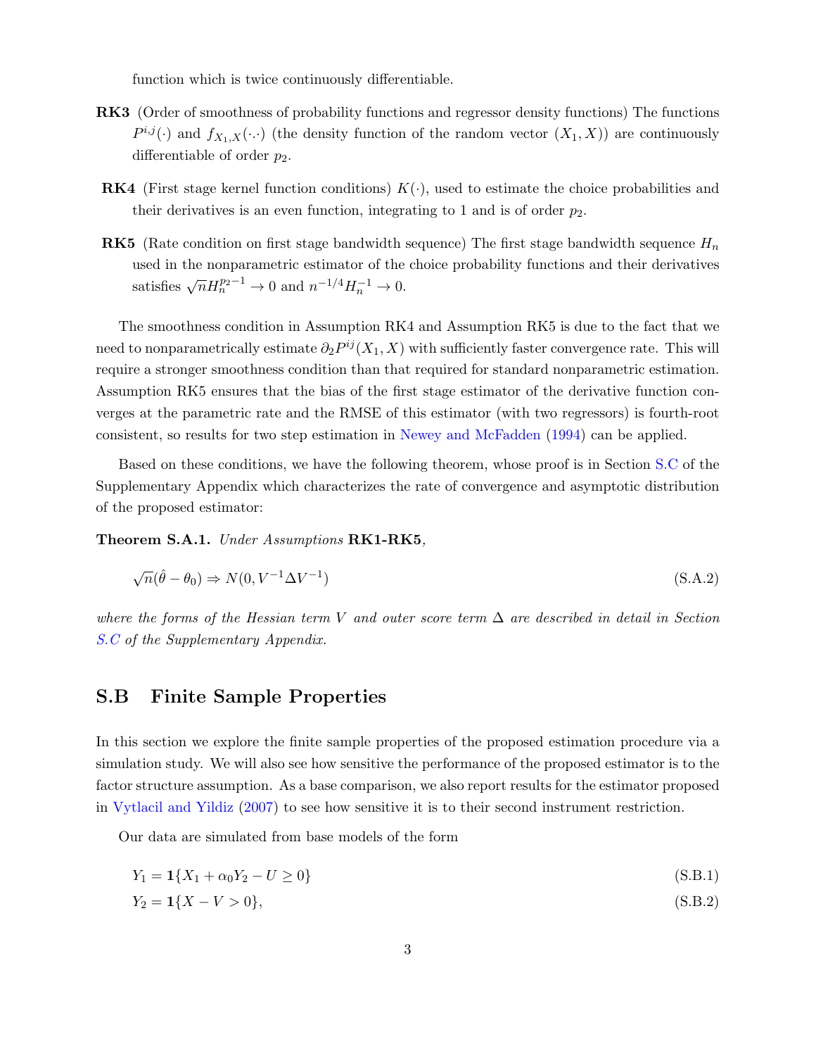function which is twice continuously differentiable.

**RK3** (Order of smoothness of probability functions and regressor density functions) The functions $P^{i,j}(\cdot)$ and $f_{X_1,X}(\cdot\cdot)$ (the density function of the random vector $(X_1, X)$) are continuously differentiable of order $p_2$.

**RK4** (First stage kernel function conditions) $K(\cdot)$, used to estimate the choice probabilities and their derivatives is an even function, integrating to 1 and is of order $p_2$.

**RK5** (Rate condition on first stage bandwidth sequence) The first stage bandwidth sequence $H_n$ used in the nonparametric estimator of the choice probability functions and their derivatives satisfies $\sqrt{n}H_n^{p_2-1} \to 0$ and $n^{-1/4}H_n^{-1} \to 0$.

The smoothness condition in Assumption RK4 and Assumption RK5 is due to the fact that we need to nonparametrically estimate $\partial_2 P^{ij}(X_1, X)$ with sufficiently faster convergence rate. This will require a stronger smoothness condition than that required for standard nonparametric estimation. Assumption RK5 ensures that the bias of the first stage estimator of the derivative function converges at the parametric rate and the RMSE of this estimator (with two regressors) is fourth-root consistent, so results for two step estimation in Newey and McFadden (1994) can be applied.

Based on these conditions, we have the following theorem, whose proof is in Section S.C of the Supplementary Appendix which characterizes the rate of convergence and asymptotic distribution of the proposed estimator:

**Theorem S.A.1.** *Under Assumptions* **RK1-RK5***,*

$$\sqrt{n}(\hat{\theta} - \theta_0) \Rightarrow N(0, V^{-1}\Delta V^{-1}) \tag{S.A.2}$$

*where the forms of the Hessian term $V$ and outer score term $\Delta$ are described in detail in Section S.C of the Supplementary Appendix.*

## S.B Finite Sample Properties

In this section we explore the finite sample properties of the proposed estimation procedure via a simulation study. We will also see how sensitive the performance of the proposed estimator is to the factor structure assumption. As a base comparison, we also report results for the estimator proposed in Vytlacil and Yildiz (2007) to see how sensitive it is to their second instrument restriction.

Our data are simulated from base models of the form

$$Y_1 = \mathbf{1}\{X_1 + \alpha_0 Y_2 - U \geq 0\} \tag{S.B.1}$$

$$Y_2 = \mathbf{1}\{X - V > 0\}, \tag{S.B.2}$$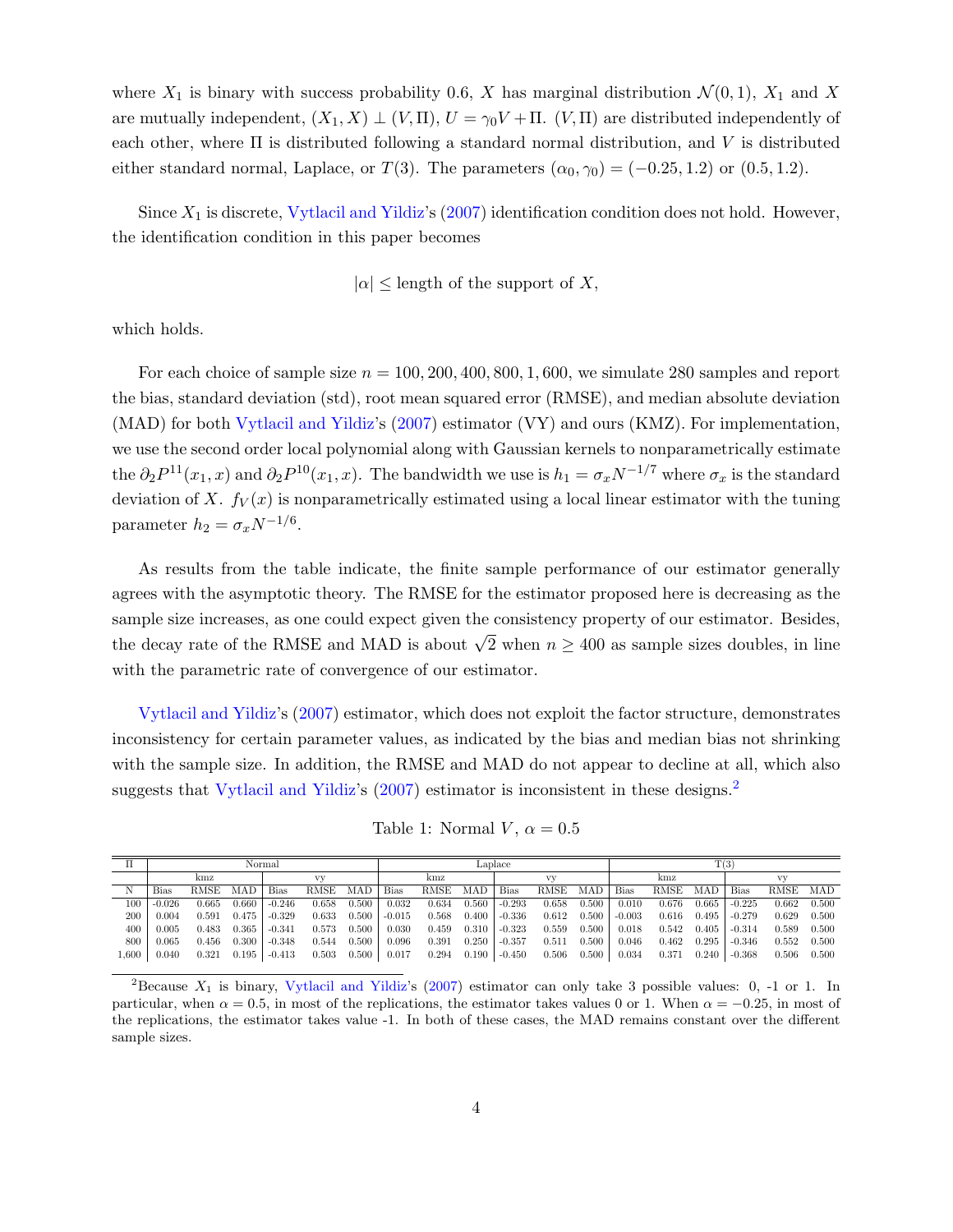where $X_1$ is binary with success probability 0.6, $X$ has marginal distribution $\mathcal{N}(0,1)$, $X_1$ and $X$ are mutually independent, $(X_1, X) \perp (V, \Pi)$, $U = \gamma_0 V + \Pi$. $(V, \Pi)$ are distributed independently of each other, where $\Pi$ is distributed following a standard normal distribution, and $V$ is distributed either standard normal, Laplace, or $T(3)$. The parameters $(\alpha_0, \gamma_0) = (-0.25, 1.2)$ or $(0.5, 1.2)$.

Since $X_1$ is discrete, Vytlacil and Yildiz's (2007) identification condition does not hold. However, the identification condition in this paper becomes

$$|\alpha| \leq \text{length of the support of } X,$$

which holds.

For each choice of sample size $n = 100, 200, 400, 800, 1,600$, we simulate 280 samples and report the bias, standard deviation (std), root mean squared error (RMSE), and median absolute deviation (MAD) for both Vytlacil and Yildiz's (2007) estimator (VY) and ours (KMZ). For implementation, we use the second order local polynomial along with Gaussian kernels to nonparametrically estimate the $\partial_2 P^{11}(x_1, x)$ and $\partial_2 P^{10}(x_1, x)$. The bandwidth we use is $h_1 = \sigma_x N^{-1/7}$ where $\sigma_x$ is the standard deviation of $X$. $f_V(x)$ is nonparametrically estimated using a local linear estimator with the tuning parameter $h_2 = \sigma_x N^{-1/6}$.

As results from the table indicate, the finite sample performance of our estimator generally agrees with the asymptotic theory. The RMSE for the estimator proposed here is decreasing as the sample size increases, as one could expect given the consistency property of our estimator. Besides, the decay rate of the RMSE and MAD is about $\sqrt{2}$ when $n \geq 400$ as sample sizes doubles, in line with the parametric rate of convergence of our estimator.

Vytlacil and Yildiz's (2007) estimator, which does not exploit the factor structure, demonstrates inconsistency for certain parameter values, as indicated by the bias and median bias not shrinking with the sample size. In addition, the RMSE and MAD do not appear to decline at all, which also suggests that Vytlacil and Yildiz's (2007) estimator is inconsistent in these designs.[2]

Table 1: Normal $V$, $\alpha = 0.5$

| $\Pi$ | Normal | | | | | | Laplace | | | | | | T(3) | | | | | |
|---|---|---|---|---|---|---|---|---|---|---|---|---|---|---|---|---|---|---|
| | kmz | | | vy | | | kmz | | | vy | | | kmz | | | vy | | |
| N | Bias | RMSE | MAD | Bias | RMSE | MAD | Bias | RMSE | MAD | Bias | RMSE | MAD | Bias | RMSE | MAD | Bias | RMSE | MAD |
| 100 | -0.026 | 0.665 | 0.660 | -0.246 | 0.658 | 0.500 | 0.032 | 0.634 | 0.560 | -0.293 | 0.658 | 0.500 | 0.010 | 0.676 | 0.665 | -0.225 | 0.662 | 0.500 |
| 200 | 0.004 | 0.591 | 0.475 | -0.329 | 0.633 | 0.500 | -0.015 | 0.568 | 0.400 | -0.336 | 0.612 | 0.500 | -0.003 | 0.616 | 0.495 | -0.279 | 0.629 | 0.500 |
| 400 | 0.005 | 0.483 | 0.365 | -0.341 | 0.573 | 0.500 | 0.030 | 0.459 | 0.310 | -0.323 | 0.559 | 0.500 | 0.018 | 0.542 | 0.405 | -0.314 | 0.589 | 0.500 |
| 800 | 0.065 | 0.456 | 0.300 | -0.348 | 0.544 | 0.500 | 0.096 | 0.391 | 0.250 | -0.357 | 0.511 | 0.500 | 0.046 | 0.462 | 0.295 | -0.346 | 0.552 | 0.500 |
| 1,600 | 0.040 | 0.321 | 0.195 | -0.413 | 0.503 | 0.500 | 0.017 | 0.294 | 0.190 | -0.450 | 0.506 | 0.500 | 0.034 | 0.371 | 0.240 | -0.368 | 0.506 | 0.500 |

[2] Because $X_1$ is binary, Vytlacil and Yildiz's (2007) estimator can only take 3 possible values: 0, -1 or 1. In particular, when $\alpha = 0.5$, in most of the replications, the estimator takes values 0 or 1. When $\alpha = -0.25$, in most of the replications, the estimator takes value -1. In both of these cases, the MAD remains constant over the different sample sizes.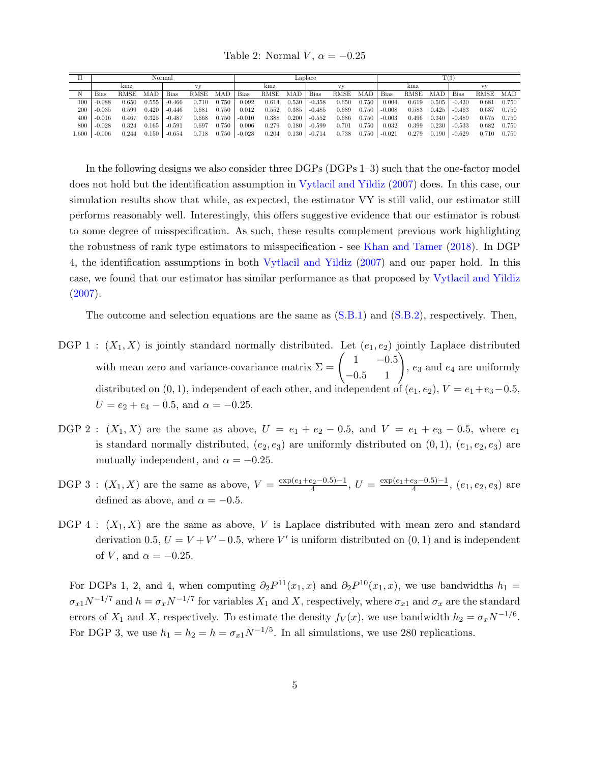Table 2: Normal $V$, $\alpha = -0.25$

| Π | Normal | | | | | | Laplace | | | | | | T(3) | | | | | |
|---|---|---|---|---|---|---|---|---|---|---|---|---|---|---|---|---|---|---|
| | kmz | | | vy | | | kmz | | | vy | | | kmz | | | vy | | |
| N | Bias | RMSE | MAD | Bias | RMSE | MAD | Bias | RMSE | MAD | Bias | RMSE | MAD | Bias | RMSE | MAD | Bias | RMSE | MAD |
| 100 | -0.088 | 0.650 | 0.555 | -0.466 | 0.710 | 0.750 | 0.092 | 0.614 | 0.530 | -0.358 | 0.650 | 0.750 | 0.004 | 0.619 | 0.505 | -0.430 | 0.681 | 0.750 |
| 200 | -0.035 | 0.599 | 0.420 | -0.446 | 0.681 | 0.750 | 0.012 | 0.552 | 0.385 | -0.485 | 0.689 | 0.750 | -0.008 | 0.583 | 0.425 | -0.463 | 0.687 | 0.750 |
| 400 | -0.016 | 0.467 | 0.325 | -0.487 | 0.668 | 0.750 | -0.010 | 0.388 | 0.200 | -0.552 | 0.686 | 0.750 | -0.003 | 0.496 | 0.340 | -0.489 | 0.675 | 0.750 |
| 800 | -0.028 | 0.324 | 0.165 | -0.591 | 0.697 | 0.750 | 0.006 | 0.279 | 0.180 | -0.599 | 0.701 | 0.750 | 0.032 | 0.399 | 0.230 | -0.533 | 0.682 | 0.750 |
| 1,600 | -0.006 | 0.244 | 0.150 | -0.654 | 0.718 | 0.750 | -0.028 | 0.204 | 0.130 | -0.714 | 0.738 | 0.750 | -0.021 | 0.279 | 0.190 | -0.629 | 0.710 | 0.750 |

In the following designs we also consider three DGPs (DGPs 1–3) such that the one-factor model does not hold but the identification assumption in Vytlacil and Yildiz (2007) does. In this case, our simulation results show that while, as expected, the estimator VY is still valid, our estimator still performs reasonably well. Interestingly, this offers suggestive evidence that our estimator is robust to some degree of misspecification. As such, these results complement previous work highlighting the robustness of rank type estimators to misspecification - see Khan and Tamer (2018). In DGP 4, the identification assumptions in both Vytlacil and Yildiz (2007) and our paper hold. In this case, we found that our estimator has similar performance as that proposed by Vytlacil and Yildiz (2007).

The outcome and selection equations are the same as (S.B.1) and (S.B.2), respectively. Then,

DGP 1 : $(X_1, X)$ is jointly standard normally distributed. Let $(e_1, e_2)$ jointly Laplace distributed with mean zero and variance-covariance matrix $\Sigma = \begin{pmatrix} 1 & -0.5 \\ -0.5 & 1 \end{pmatrix}$, $e_3$ and $e_4$ are uniformly distributed on $(0, 1)$, independent of each other, and independent of $(e_1, e_2)$, $V = e_1 + e_3 - 0.5$, $U = e_2 + e_4 - 0.5$, and $\alpha = -0.25$.

DGP 2 : $(X_1, X)$ are the same as above, $U = e_1 + e_2 - 0.5$, and $V = e_1 + e_3 - 0.5$, where $e_1$ is standard normally distributed, $(e_2, e_3)$ are uniformly distributed on $(0, 1)$, $(e_1, e_2, e_3)$ are mutually independent, and $\alpha = -0.25$.

DGP 3 : $(X_1, X)$ are the same as above, $V = \frac{\exp(e_1+e_2-0.5)-1}{4}$, $U = \frac{\exp(e_1+e_3-0.5)-1}{4}$, $(e_1, e_2, e_3)$ are defined as above, and $\alpha = -0.5$.

DGP 4 : $(X_1, X)$ are the same as above, $V$ is Laplace distributed with mean zero and standard derivation 0.5, $U = V + V' - 0.5$, where $V'$ is uniform distributed on $(0, 1)$ and is independent of $V$, and $\alpha = -0.25$.

For DGPs 1, 2, and 4, when computing $\partial_2 P^{11}(x_1, x)$ and $\partial_2 P^{10}(x_1, x)$, we use bandwidths $h_1 = \sigma_{x1} N^{-1/7}$ and $h = \sigma_x N^{-1/7}$ for variables $X_1$ and $X$, respectively, where $\sigma_{x1}$ and $\sigma_x$ are the standard errors of $X_1$ and $X$, respectively. To estimate the density $f_V(x)$, we use bandwidth $h_2 = \sigma_x N^{-1/6}$. For DGP 3, we use $h_1 = h_2 = h = \sigma_{x1} N^{-1/5}$. In all simulations, we use 280 replications.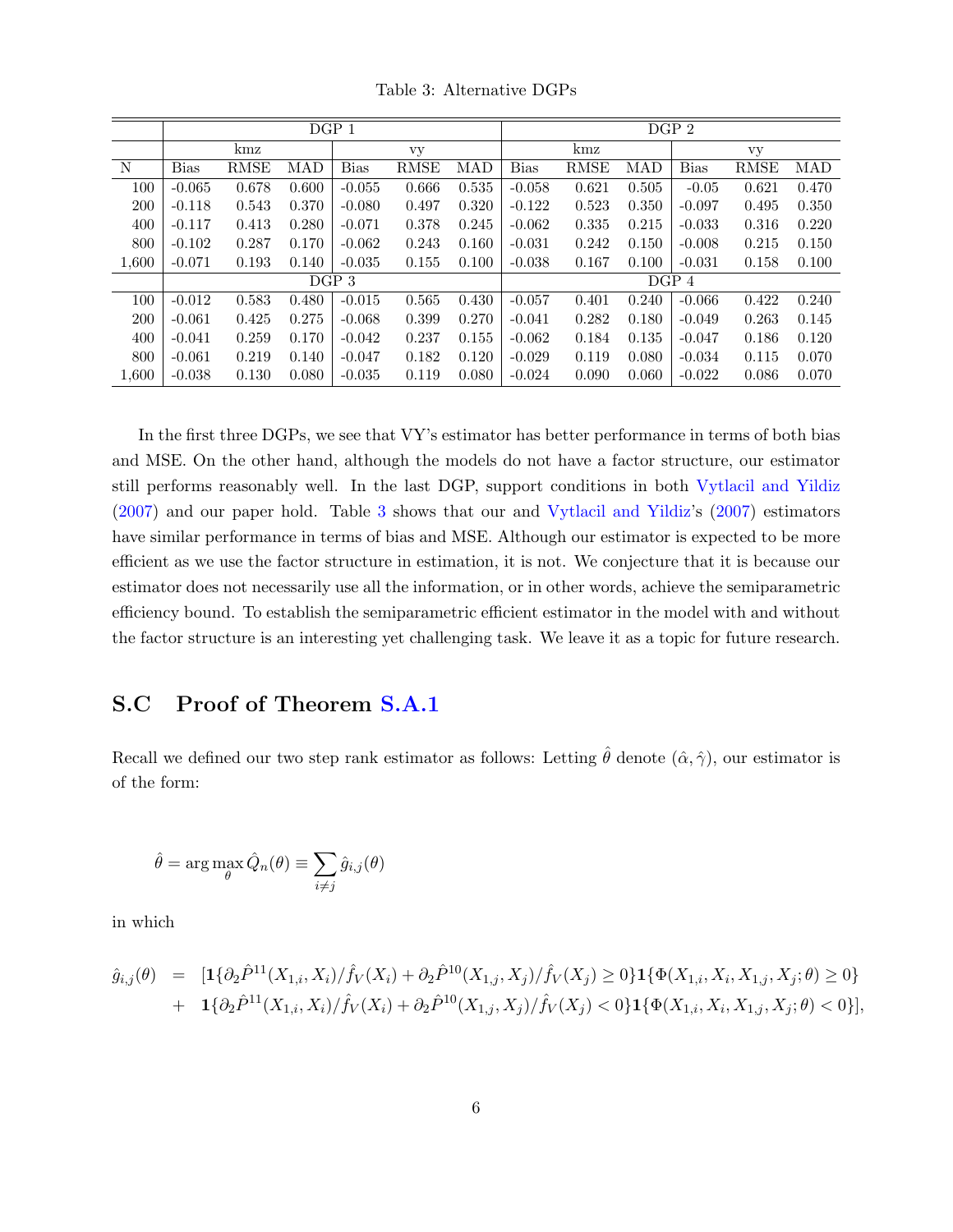Table 3: Alternative DGPs

| | DGP 1 | | | | | | DGP 2 | | | | | |
|---|---|---|---|---|---|---|---|---|---|---|---|---|
| | kmz | | | vy | | | kmz | | | vy | | |
| N | Bias | RMSE | MAD | Bias | RMSE | MAD | Bias | RMSE | MAD | Bias | RMSE | MAD |
| 100 | -0.065 | 0.678 | 0.600 | -0.055 | 0.666 | 0.535 | -0.058 | 0.621 | 0.505 | -0.05 | 0.621 | 0.470 |
| 200 | -0.118 | 0.543 | 0.370 | -0.080 | 0.497 | 0.320 | -0.122 | 0.523 | 0.350 | -0.097 | 0.495 | 0.350 |
| 400 | -0.117 | 0.413 | 0.280 | -0.071 | 0.378 | 0.245 | -0.062 | 0.335 | 0.215 | -0.033 | 0.316 | 0.220 |
| 800 | -0.102 | 0.287 | 0.170 | -0.062 | 0.243 | 0.160 | -0.031 | 0.242 | 0.150 | -0.008 | 0.215 | 0.150 |
| 1,600 | -0.071 | 0.193 | 0.140 | -0.035 | 0.155 | 0.100 | -0.038 | 0.167 | 0.100 | -0.031 | 0.158 | 0.100 |
| | DGP 3 | | | | | | DGP 4 | | | | | |
| 100 | -0.012 | 0.583 | 0.480 | -0.015 | 0.565 | 0.430 | -0.057 | 0.401 | 0.240 | -0.066 | 0.422 | 0.240 |
| 200 | -0.061 | 0.425 | 0.275 | -0.068 | 0.399 | 0.270 | -0.041 | 0.282 | 0.180 | -0.049 | 0.263 | 0.145 |
| 400 | -0.041 | 0.259 | 0.170 | -0.042 | 0.237 | 0.155 | -0.062 | 0.184 | 0.135 | -0.047 | 0.186 | 0.120 |
| 800 | -0.061 | 0.219 | 0.140 | -0.047 | 0.182 | 0.120 | -0.029 | 0.119 | 0.080 | -0.034 | 0.115 | 0.070 |
| 1,600 | -0.038 | 0.130 | 0.080 | -0.035 | 0.119 | 0.080 | -0.024 | 0.090 | 0.060 | -0.022 | 0.086 | 0.070 |

In the first three DGPs, we see that VY's estimator has better performance in terms of both bias and MSE. On the other hand, although the models do not have a factor structure, our estimator still performs reasonably well. In the last DGP, support conditions in both Vytlacil and Yildiz (2007) and our paper hold. Table 3 shows that our and Vytlacil and Yildiz's (2007) estimators have similar performance in terms of bias and MSE. Although our estimator is expected to be more efficient as we use the factor structure in estimation, it is not. We conjecture that it is because our estimator does not necessarily use all the information, or in other words, achieve the semiparametric efficiency bound. To establish the semiparametric efficient estimator in the model with and without the factor structure is an interesting yet challenging task. We leave it as a topic for future research.

## S.C Proof of Theorem S.A.1

Recall we defined our two step rank estimator as follows: Letting $\hat{\theta}$ denote $(\hat{\alpha}, \hat{\gamma})$, our estimator is of the form:

$$\hat{\theta} = \arg\max_{\theta} \hat{Q}_n(\theta) \equiv \sum_{i \neq j} \hat{g}_{i,j}(\theta)$$

in which

$$\begin{aligned} \hat{g}_{i,j}(\theta) &= [\mathbf{1}\{\partial_2 \hat{P}^{11}(X_{1,i}, X_i)/\hat{f}_V(X_i) + \partial_2 \hat{P}^{10}(X_{1,j}, X_j)/\hat{f}_V(X_j) \geq 0\}\mathbf{1}\{\Phi(X_{1,i}, X_i, X_{1,j}, X_j; \theta) \geq 0\} \\ &+ \mathbf{1}\{\partial_2 \hat{P}^{11}(X_{1,i}, X_i)/\hat{f}_V(X_i) + \partial_2 \hat{P}^{10}(X_{1,j}, X_j)/\hat{f}_V(X_j) < 0\}\mathbf{1}\{\Phi(X_{1,i}, X_i, X_{1,j}, X_j; \theta) < 0\}], \end{aligned}$$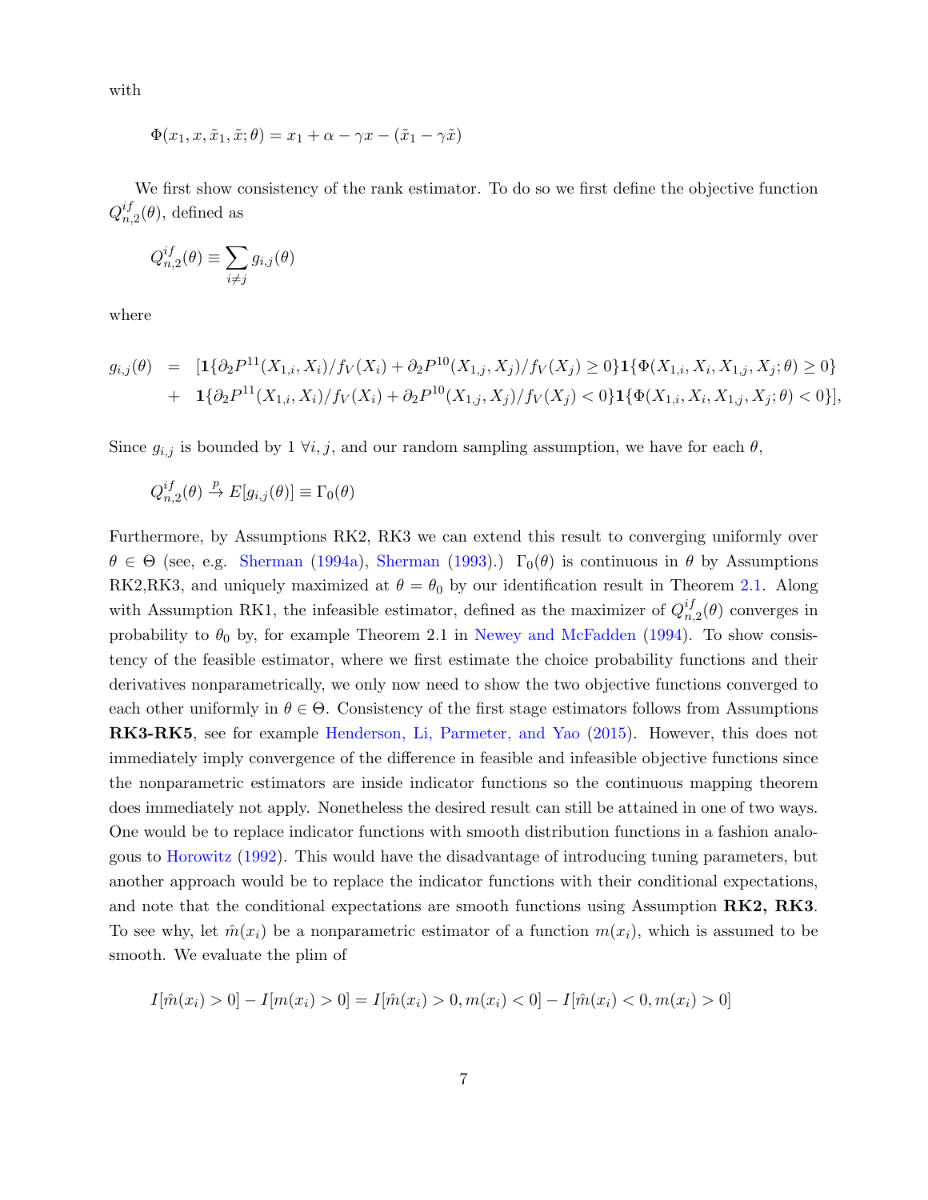with

$$\Phi(x_1, x, \tilde{x}_1, \tilde{x}; \theta) = x_1 + \alpha - \gamma x - (\tilde{x}_1 - \gamma \tilde{x})$$

We first show consistency of the rank estimator. To do so we first define the objective function $Q_{n,2}^{if}(\theta)$, defined as

$$Q_{n,2}^{if}(\theta) \equiv \sum_{i \neq j} g_{i,j}(\theta)$$

where

$$\begin{aligned} g_{i,j}(\theta) \;\; &= \;\; [\mathbf{1}\{\partial_2 P^{11}(X_{1,i}, X_i)/f_V(X_i) + \partial_2 P^{10}(X_{1,j}, X_j)/f_V(X_j) \geq 0\}\mathbf{1}\{\Phi(X_{1,i}, X_i, X_{1,j}, X_j; \theta) \geq 0\} \\ &+ \;\; \mathbf{1}\{\partial_2 P^{11}(X_{1,i}, X_i)/f_V(X_i) + \partial_2 P^{10}(X_{1,j}, X_j)/f_V(X_j) < 0\}\mathbf{1}\{\Phi(X_{1,i}, X_i, X_{1,j}, X_j; \theta) < 0\}], \end{aligned}$$

Since $g_{i,j}$ is bounded by 1 $\forall i, j$, and our random sampling assumption, we have for each $\theta$,

$$Q_{n,2}^{if}(\theta) \xrightarrow{p} E[g_{i,j}(\theta)] \equiv \Gamma_0(\theta)$$

Furthermore, by Assumptions RK2, RK3 we can extend this result to converging uniformly over $\theta \in \Theta$ (see, e.g. Sherman (1994a), Sherman (1993).) $\Gamma_0(\theta)$ is continuous in $\theta$ by Assumptions RK2,RK3, and uniquely maximized at $\theta = \theta_0$ by our identification result in Theorem 2.1. Along with Assumption RK1, the infeasible estimator, defined as the maximizer of $Q_{n,2}^{if}(\theta)$ converges in probability to $\theta_0$ by, for example Theorem 2.1 in Newey and McFadden (1994). To show consistency of the feasible estimator, where we first estimate the choice probability functions and their derivatives nonparametrically, we only now need to show the two objective functions converged to each other uniformly in $\theta \in \Theta$. Consistency of the first stage estimators follows from Assumptions **RK3-RK5**, see for example Henderson, Li, Parmeter, and Yao (2015). However, this does not immediately imply convergence of the difference in feasible and infeasible objective functions since the nonparametric estimators are inside indicator functions so the continuous mapping theorem does immediately not apply. Nonetheless the desired result can still be attained in one of two ways. One would be to replace indicator functions with smooth distribution functions in a fashion analogous to Horowitz (1992). This would have the disadvantage of introducing tuning parameters, but another approach would be to replace the indicator functions with their conditional expectations, and note that the conditional expectations are smooth functions using Assumption **RK2, RK3**. To see why, let $\hat{m}(x_i)$ be a nonparametric estimator of a function $m(x_i)$, which is assumed to be smooth. We evaluate the plim of

$$I[\hat{m}(x_i) > 0] - I[m(x_i) > 0] = I[\hat{m}(x_i) > 0, m(x_i) < 0] - I[\hat{m}(x_i) < 0, m(x_i) > 0]$$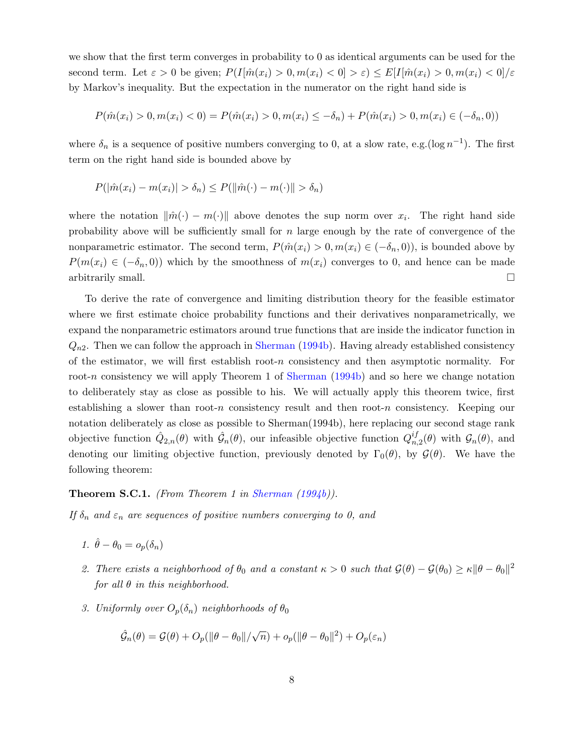we show that the first term converges in probability to 0 as identical arguments can be used for the second term. Let $\varepsilon > 0$ be given; $P(I[\hat{m}(x_i) > 0, m(x_i) < 0] > \varepsilon) \leq E[I[\hat{m}(x_i) > 0, m(x_i) < 0]/\varepsilon$ by Markov's inequality. But the expectation in the numerator on the right hand side is

$$P(\hat{m}(x_i) > 0, m(x_i) < 0) = P(\hat{m}(x_i) > 0, m(x_i) \leq -\delta_n) + P(\hat{m}(x_i) > 0, m(x_i) \in (-\delta_n, 0))$$

where $\delta_n$ is a sequence of positive numbers converging to 0, at a slow rate, e.g.$(\log n^{-1})$. The first term on the right hand side is bounded above by

$$P(|\hat{m}(x_i) - m(x_i)| > \delta_n) \leq P(\|\hat{m}(\cdot) - m(\cdot)\| > \delta_n)$$

where the notation $\|\hat{m}(\cdot) - m(\cdot)\|$ above denotes the sup norm over $x_i$. The right hand side probability above will be sufficiently small for $n$ large enough by the rate of convergence of the nonparametric estimator. The second term, $P(\hat{m}(x_i) > 0, m(x_i) \in (-\delta_n, 0))$, is bounded above by $P(m(x_i) \in (-\delta_n, 0))$ which by the smoothness of $m(x_i)$ converges to 0, and hence can be made arbitrarily small. □

To derive the rate of convergence and limiting distribution theory for the feasible estimator where we first estimate choice probability functions and their derivatives nonparametrically, we expand the nonparametric estimators around true functions that are inside the indicator function in $Q_{n2}$. Then we can follow the approach in Sherman (1994b). Having already established consistency of the estimator, we will first establish root-$n$ consistency and then asymptotic normality. For root-$n$ consistency we will apply Theorem 1 of Sherman (1994b) and so here we change notation to deliberately stay as close as possible to his. We will actually apply this theorem twice, first establishing a slower than root-$n$ consistency result and then root-$n$ consistency. Keeping our notation deliberately as close as possible to Sherman(1994b), here replacing our second stage rank objective function $\hat{Q}_{2,n}(\theta)$ with $\hat{\mathcal{G}}_n(\theta)$, our infeasible objective function $Q^{if}_{n,2}(\theta)$ with $\mathcal{G}_n(\theta)$, and denoting our limiting objective function, previously denoted by $\Gamma_0(\theta)$, by $\mathcal{G}(\theta)$. We have the following theorem:

**Theorem S.C.1.** *(From Theorem 1 in Sherman (1994b)).*

*If $\delta_n$ and $\varepsilon_n$ are sequences of positive numbers converging to 0, and*

1. $\hat{\theta} - \theta_0 = o_p(\delta_n)$
2. *There exists a neighborhood of $\theta_0$ and a constant $\kappa > 0$ such that $\mathcal{G}(\theta) - \mathcal{G}(\theta_0) \geq \kappa\|\theta - \theta_0\|^2$ for all $\theta$ in this neighborhood.*
3. *Uniformly over $O_p(\delta_n)$ neighborhoods of $\theta_0$*

$$\hat{\mathcal{G}}_n(\theta) = \mathcal{G}(\theta) + O_p(\|\theta - \theta_0\|/\sqrt{n}) + o_p(\|\theta - \theta_0\|^2) + O_p(\varepsilon_n)$$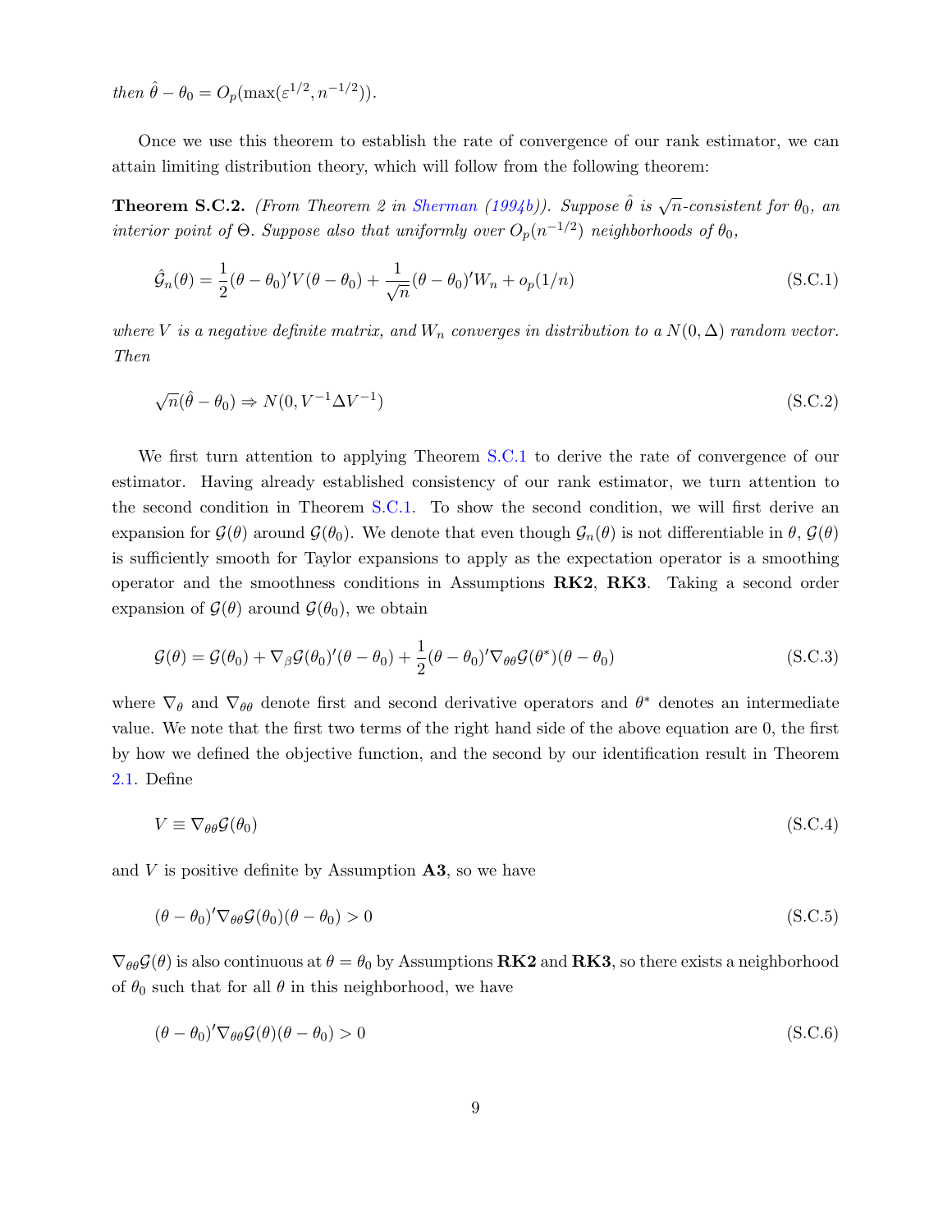*then* $\hat{\theta} - \theta_0 = O_p(\max(\varepsilon^{1/2}, n^{-1/2}))$.

Once we use this theorem to establish the rate of convergence of our rank estimator, we can attain limiting distribution theory, which will follow from the following theorem:

**Theorem S.C.2.** *(From Theorem 2 in Sherman (1994b)). Suppose $\hat{\theta}$ is $\sqrt{n}$-consistent for $\theta_0$, an interior point of $\Theta$. Suppose also that uniformly over $O_p(n^{-1/2})$ neighborhoods of $\theta_0$,*

$$\hat{\mathcal{G}}_n(\theta) = \frac{1}{2}(\theta - \theta_0)'V(\theta - \theta_0) + \frac{1}{\sqrt{n}}(\theta - \theta_0)'W_n + o_p(1/n) \tag{S.C.1}$$

*where $V$ is a negative definite matrix, and $W_n$ converges in distribution to a $N(0, \Delta)$ random vector. Then*

$$\sqrt{n}(\hat{\theta} - \theta_0) \Rightarrow N(0, V^{-1}\Delta V^{-1}) \tag{S.C.2}$$

We first turn attention to applying Theorem S.C.1 to derive the rate of convergence of our estimator. Having already established consistency of our rank estimator, we turn attention to the second condition in Theorem S.C.1. To show the second condition, we will first derive an expansion for $\mathcal{G}(\theta)$ around $\mathcal{G}(\theta_0)$. We denote that even though $\mathcal{G}_n(\theta)$ is not differentiable in $\theta$, $\mathcal{G}(\theta)$ is sufficiently smooth for Taylor expansions to apply as the expectation operator is a smoothing operator and the smoothness conditions in Assumptions **RK2**, **RK3**. Taking a second order expansion of $\mathcal{G}(\theta)$ around $\mathcal{G}(\theta_0)$, we obtain

$$\mathcal{G}(\theta) = \mathcal{G}(\theta_0) + \nabla_\beta \mathcal{G}(\theta_0)'(\theta - \theta_0) + \frac{1}{2}(\theta - \theta_0)'\nabla_{\theta\theta}\mathcal{G}(\theta^*)(\theta - \theta_0) \tag{S.C.3}$$

where $\nabla_\theta$ and $\nabla_{\theta\theta}$ denote first and second derivative operators and $\theta^*$ denotes an intermediate value. We note that the first two terms of the right hand side of the above equation are 0, the first by how we defined the objective function, and the second by our identification result in Theorem 2.1. Define

$$V \equiv \nabla_{\theta\theta}\mathcal{G}(\theta_0) \tag{S.C.4}$$

and $V$ is positive definite by Assumption **A3**, so we have

$$(\theta - \theta_0)'\nabla_{\theta\theta}\mathcal{G}(\theta_0)(\theta - \theta_0) > 0 \tag{S.C.5}$$

$\nabla_{\theta\theta}\mathcal{G}(\theta)$ is also continuous at $\theta = \theta_0$ by Assumptions **RK2** and **RK3**, so there exists a neighborhood of $\theta_0$ such that for all $\theta$ in this neighborhood, we have

$$(\theta - \theta_0)'\nabla_{\theta\theta}\mathcal{G}(\theta)(\theta - \theta_0) > 0 \tag{S.C.6}$$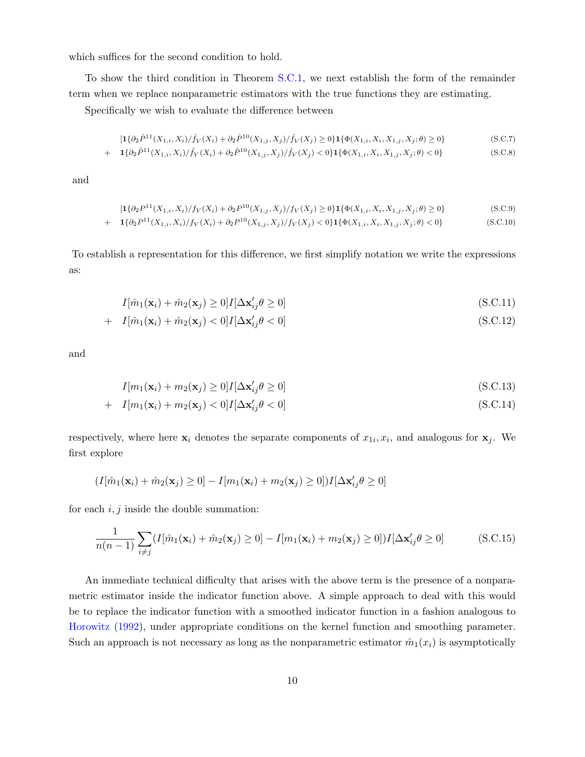which suffices for the second condition to hold.

To show the third condition in Theorem S.C.1, we next establish the form of the remainder term when we replace nonparametric estimators with the true functions they are estimating.

Specifically we wish to evaluate the difference between

$$
[\mathbf{1}\{\partial_2 \hat{P}^{11}(X_{1,i}, X_i)/\hat{f}_V(X_i) + \partial_2 \hat{P}^{10}(X_{1,j}, X_j)/\hat{f}_V(X_j) \geq 0\}\mathbf{1}\{\Phi(X_{1,i}, X_i, X_{1,j}, X_j; \theta) \geq 0\} \tag{S.C.7}
$$

$$
+ \quad \mathbf{1}\{\partial_2 \hat{P}^{11}(X_{1,i}, X_i)/\hat{f}_V(X_i) + \partial_2 \hat{P}^{10}(X_{1,j}, X_j)/\hat{f}_V(X_j) < 0\}\mathbf{1}\{\Phi(X_{1,i}, X_i, X_{1,j}, X_j; \theta) < 0\} \tag{S.C.8}
$$

and

$$
[\mathbf{1}\{\partial_2 P^{11}(X_{1,i}, X_i)/f_V(X_i) + \partial_2 P^{10}(X_{1,j}, X_j)/f_V(X_j) \geq 0\}\mathbf{1}\{\Phi(X_{1,i}, X_i, X_{1,j}, X_j; \theta) \geq 0\} \tag{S.C.9}
$$

$$
+ \quad \mathbf{1}\{\partial_2 P^{11}(X_{1,i}, X_i)/f_V(X_i) + \partial_2 P^{10}(X_{1,j}, X_j)/f_V(X_j) < 0\}\mathbf{1}\{\Phi(X_{1,i}, X_i, X_{1,j}, X_j; \theta) < 0\} \tag{S.C.10}
$$

To establish a representation for this difference, we first simplify notation we write the expressions as:

$$
I[\hat{m}_1(\mathbf{x}_i) + \hat{m}_2(\mathbf{x}_j) \geq 0] I[\Delta \mathbf{x}_{ij}' \theta \geq 0] \tag{S.C.11}
$$

$$
+ \quad I[\hat{m}_1(\mathbf{x}_i) + \hat{m}_2(\mathbf{x}_j) < 0] I[\Delta \mathbf{x}_{ij}' \theta < 0] \tag{S.C.12}
$$

and

$$
I[m_1(\mathbf{x}_i) + m_2(\mathbf{x}_j) \geq 0] I[\Delta \mathbf{x}_{ij}' \theta \geq 0] \tag{S.C.13}
$$

$$
+ \quad I[m_1(\mathbf{x}_i) + m_2(\mathbf{x}_j) < 0] I[\Delta \mathbf{x}_{ij}' \theta < 0] \tag{S.C.14}
$$

respectively, where here $\mathbf{x}_i$ denotes the separate components of $x_{1i}, x_i$, and analogous for $\mathbf{x}_j$. We first explore

$$
(I[\hat{m}_1(\mathbf{x}_i) + \hat{m}_2(\mathbf{x}_j) \geq 0] - I[m_1(\mathbf{x}_i) + m_2(\mathbf{x}_j) \geq 0]) I[\Delta \mathbf{x}_{ij}' \theta \geq 0]
$$

for each $i, j$ inside the double summation:

$$
\frac{1}{n(n-1)} \sum_{i \neq j} (I[\hat{m}_1(\mathbf{x}_i) + \hat{m}_2(\mathbf{x}_j) \geq 0] - I[m_1(\mathbf{x}_i) + m_2(\mathbf{x}_j) \geq 0]) I[\Delta \mathbf{x}_{ij}' \theta \geq 0] \tag{S.C.15}
$$

An immediate technical difficulty that arises with the above term is the presence of a nonparametric estimator inside the indicator function above. A simple approach to deal with this would be to replace the indicator function with a smoothed indicator function in a fashion analogous to Horowitz (1992), under appropriate conditions on the kernel function and smoothing parameter. Such an approach is not necessary as long as the nonparametric estimator $\hat{m}_1(x_i)$ is asymptotically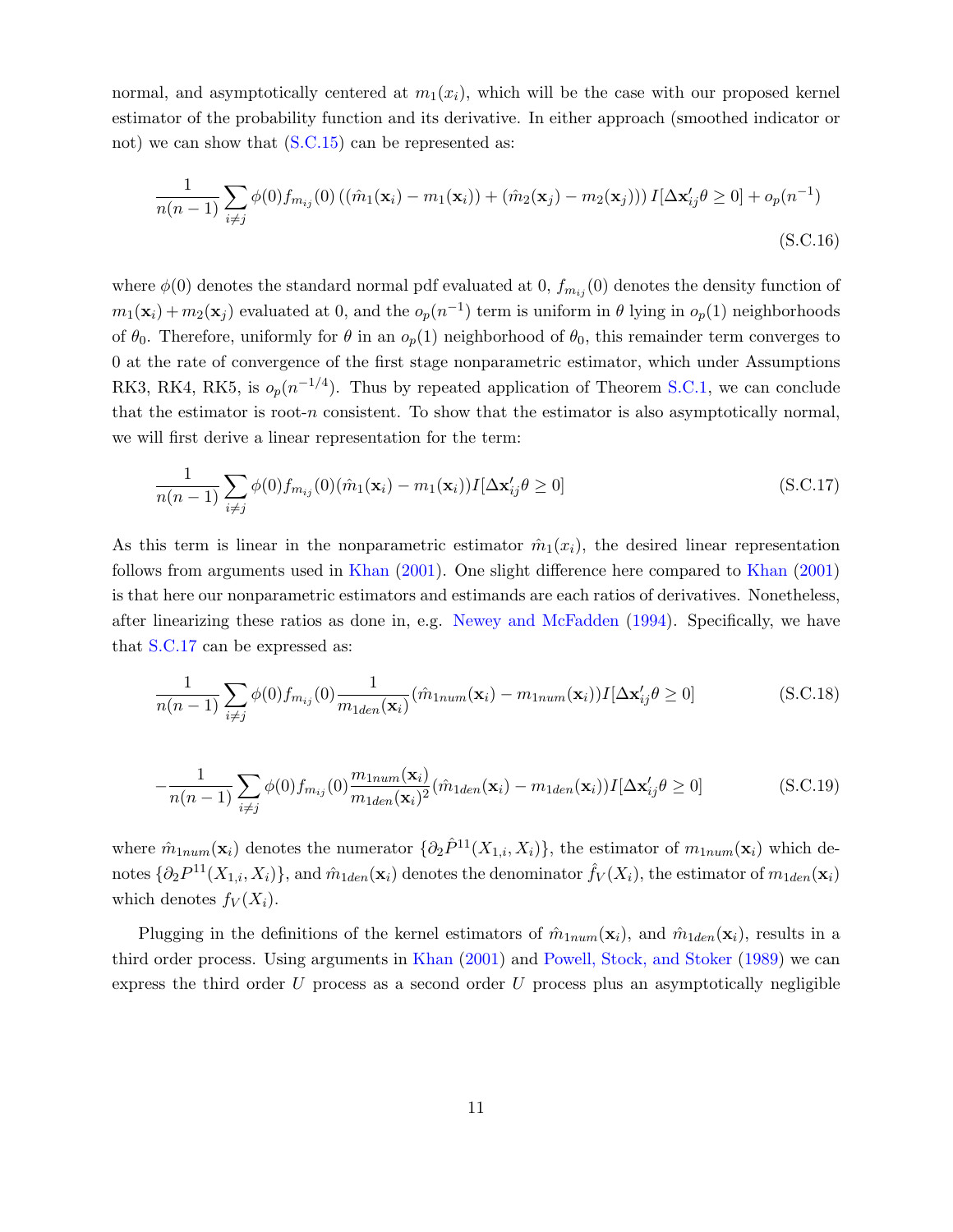normal, and asymptotically centered at $m_1(x_i)$, which will be the case with our proposed kernel estimator of the probability function and its derivative. In either approach (smoothed indicator or not) we can show that (S.C.15) can be represented as:

$$\frac{1}{n(n-1)}\sum_{i\neq j}\phi(0)f_{m_{ij}}(0)\left((\hat{m}_1(\mathbf{x}_i)-m_1(\mathbf{x}_i))+(\hat{m}_2(\mathbf{x}_j)-m_2(\mathbf{x}_j))\right)I[\Delta\mathbf{x}_{ij}'\theta\geq 0]+o_p(n^{-1}) \tag{S.C.16}$$

where $\phi(0)$ denotes the standard normal pdf evaluated at 0, $f_{m_{ij}}(0)$ denotes the density function of $m_1(\mathbf{x}_i)+m_2(\mathbf{x}_j)$ evaluated at 0, and the $o_p(n^{-1})$ term is uniform in $\theta$ lying in $o_p(1)$ neighborhoods of $\theta_0$. Therefore, uniformly for $\theta$ in an $o_p(1)$ neighborhood of $\theta_0$, this remainder term converges to 0 at the rate of convergence of the first stage nonparametric estimator, which under Assumptions RK3, RK4, RK5, is $o_p(n^{-1/4})$. Thus by repeated application of Theorem S.C.1, we can conclude that the estimator is root-$n$ consistent. To show that the estimator is also asymptotically normal, we will first derive a linear representation for the term:

$$\frac{1}{n(n-1)}\sum_{i\neq j}\phi(0)f_{m_{ij}}(0)(\hat{m}_1(\mathbf{x}_i)-m_1(\mathbf{x}_i))I[\Delta\mathbf{x}_{ij}'\theta\geq 0] \tag{S.C.17}$$

As this term is linear in the nonparametric estimator $\hat{m}_1(x_i)$, the desired linear representation follows from arguments used in Khan (2001). One slight difference here compared to Khan (2001) is that here our nonparametric estimators and estimands are each ratios of derivatives. Nonetheless, after linearizing these ratios as done in, e.g. Newey and McFadden (1994). Specifically, we have that S.C.17 can be expressed as:

$$\frac{1}{n(n-1)}\sum_{i\neq j}\phi(0)f_{m_{ij}}(0)\frac{1}{m_{1den}(\mathbf{x}_i)}(\hat{m}_{1num}(\mathbf{x}_i)-m_{1num}(\mathbf{x}_i))I[\Delta\mathbf{x}_{ij}'\theta\geq 0] \tag{S.C.18}$$

$$-\frac{1}{n(n-1)}\sum_{i\neq j}\phi(0)f_{m_{ij}}(0)\frac{m_{1num}(\mathbf{x}_i)}{m_{1den}(\mathbf{x}_i)^2}(\hat{m}_{1den}(\mathbf{x}_i)-m_{1den}(\mathbf{x}_i))I[\Delta\mathbf{x}_{ij}'\theta\geq 0] \tag{S.C.19}$$

where $\hat{m}_{1num}(\mathbf{x}_i)$ denotes the numerator $\{\partial_2\hat{P}^{11}(X_{1,i},X_i)\}$, the estimator of $m_{1num}(\mathbf{x}_i)$ which denotes $\{\partial_2 P^{11}(X_{1,i},X_i)\}$, and $\hat{m}_{1den}(\mathbf{x}_i)$ denotes the denominator $\hat{f}_V(X_i)$, the estimator of $m_{1den}(\mathbf{x}_i)$ which denotes $f_V(X_i)$.

Plugging in the definitions of the kernel estimators of $\hat{m}_{1num}(\mathbf{x}_i)$, and $\hat{m}_{1den}(\mathbf{x}_i)$, results in a third order process. Using arguments in Khan (2001) and Powell, Stock, and Stoker (1989) we can express the third order $U$ process as a second order $U$ process plus an asymptotically negligible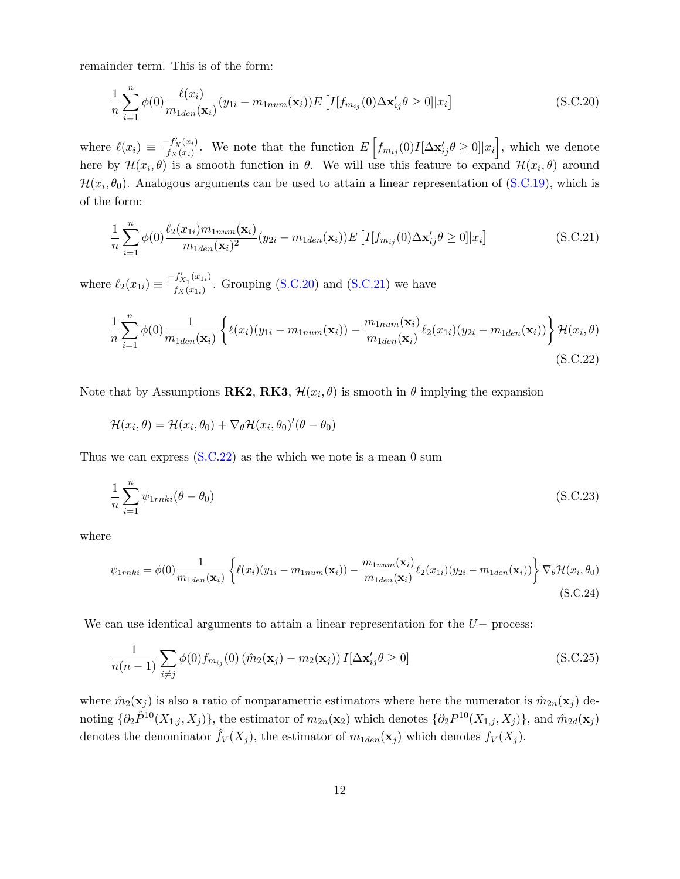remainder term. This is of the form:

$$\frac{1}{n}\sum_{i=1}^{n}\phi(0)\frac{\ell(x_i)}{m_{1den}(\mathbf{x}_i)}(y_{1i}-m_{1num}(\mathbf{x}_i))E\left[I[f_{m_{ij}}(0)\Delta\mathbf{x}_{ij}'\theta\geq 0]|x_i\right] \tag{S.C.20}$$

where $\ell(x_i)\equiv\frac{-f_X'(x_i)}{f_X(x_i)}$. We note that the function $E\left[f_{m_{ij}}(0)I[\Delta\mathbf{x}_{ij}'\theta\geq 0]|x_i\right]$, which we denote here by $\mathcal{H}(x_i,\theta)$ is a smooth function in $\theta$. We will use this feature to expand $\mathcal{H}(x_i,\theta)$ around $\mathcal{H}(x_i,\theta_0)$. Analogous arguments can be used to attain a linear representation of (S.C.19), which is of the form:

$$\frac{1}{n}\sum_{i=1}^{n}\phi(0)\frac{\ell_2(x_{1i})m_{1num}(\mathbf{x}_i)}{m_{1den}(\mathbf{x}_i)^2}(y_{2i}-m_{1den}(\mathbf{x}_i))E\left[I[f_{m_{ij}}(0)\Delta\mathbf{x}_{ij}'\theta\geq 0]|x_i\right] \tag{S.C.21}$$

where $\ell_2(x_{1i})\equiv\frac{-f_{X_1}'(x_{1i})}{f_X(x_{1i})}$. Grouping (S.C.20) and (S.C.21) we have

$$\frac{1}{n}\sum_{i=1}^{n}\phi(0)\frac{1}{m_{1den}(\mathbf{x}_i)}\left\{\ell(x_i)(y_{1i}-m_{1num}(\mathbf{x}_i))-\frac{m_{1num}(\mathbf{x}_i)}{m_{1den}(\mathbf{x}_i)}\ell_2(x_{1i})(y_{2i}-m_{1den}(\mathbf{x}_i))\right\}\mathcal{H}(x_i,\theta) \tag{S.C.22}$$

Note that by Assumptions **RK2**, **RK3**, $\mathcal{H}(x_i,\theta)$ is smooth in $\theta$ implying the expansion

$$\mathcal{H}(x_i,\theta)=\mathcal{H}(x_i,\theta_0)+\nabla_\theta\mathcal{H}(x_i,\theta_0)'(\theta-\theta_0)$$

Thus we can express (S.C.22) as the which we note is a mean 0 sum

$$\frac{1}{n}\sum_{i=1}^{n}\psi_{1rnki}(\theta-\theta_0) \tag{S.C.23}$$

where

$$\psi_{1rnki}=\phi(0)\frac{1}{m_{1den}(\mathbf{x}_i)}\left\{\ell(x_i)(y_{1i}-m_{1num}(\mathbf{x}_i))-\frac{m_{1num}(\mathbf{x}_i)}{m_{1den}(\mathbf{x}_i)}\ell_2(x_{1i})(y_{2i}-m_{1den}(\mathbf{x}_i))\right\}\nabla_\theta\mathcal{H}(x_i,\theta_0) \tag{S.C.24}$$

We can use identical arguments to attain a linear representation for the $U-$ process:

$$\frac{1}{n(n-1)}\sum_{i\neq j}\phi(0)f_{m_{ij}}(0)\left(\hat{m}_2(\mathbf{x}_j)-m_2(\mathbf{x}_j)\right)I[\Delta\mathbf{x}_{ij}'\theta\geq 0] \tag{S.C.25}$$

where $\hat{m}_2(\mathbf{x}_j)$ is also a ratio of nonparametric estimators where here the numerator is $\hat{m}_{2n}(\mathbf{x}_j)$ denoting $\{\partial_2\hat{P}^{10}(X_{1,j},X_j)\}$, the estimator of $m_{2n}(\mathbf{x}_2)$ which denotes $\{\partial_2P^{10}(X_{1,j},X_j)\}$, and $\hat{m}_{2d}(\mathbf{x}_j)$ denotes the denominator $\hat{f}_V(X_j)$, the estimator of $m_{1den}(\mathbf{x}_j)$ which denotes $f_V(X_j)$.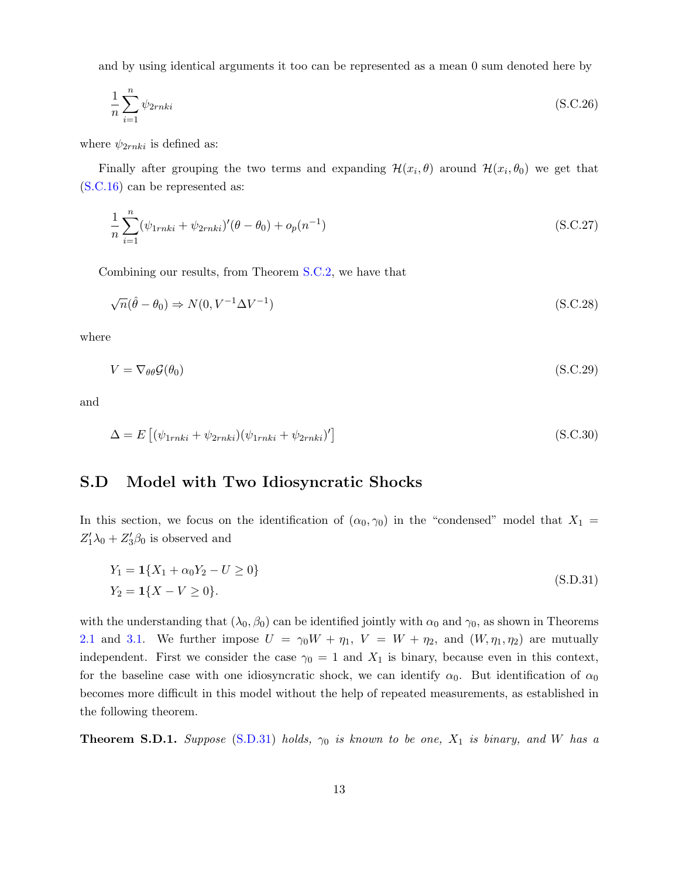and by using identical arguments it too can be represented as a mean 0 sum denoted here by

$$\frac{1}{n}\sum_{i=1}^{n}\psi_{2rnki} \tag{S.C.26}$$

where $\psi_{2rnki}$ is defined as:

Finally after grouping the two terms and expanding $\mathcal{H}(x_i,\theta)$ around $\mathcal{H}(x_i,\theta_0)$ we get that (S.C.16) can be represented as:

$$\frac{1}{n}\sum_{i=1}^{n}(\psi_{1rnki}+\psi_{2rnki})'(\theta-\theta_0)+o_p(n^{-1}) \tag{S.C.27}$$

Combining our results, from Theorem S.C.2, we have that

$$\sqrt{n}(\hat{\theta}-\theta_0)\Rightarrow N(0,V^{-1}\Delta V^{-1}) \tag{S.C.28}$$

where

$$V=\nabla_{\theta\theta}\mathcal{G}(\theta_0) \tag{S.C.29}$$

and

$$\Delta=E\left[(\psi_{1rnki}+\psi_{2rnki})(\psi_{1rnki}+\psi_{2rnki})'\right] \tag{S.C.30}$$

## S.D Model with Two Idiosyncratic Shocks

In this section, we focus on the identification of $(\alpha_0,\gamma_0)$ in the "condensed" model that $X_1=Z_1'\lambda_0+Z_3'\beta_0$ is observed and

$$\begin{aligned}
&Y_1=\mathbf{1}\{X_1+\alpha_0Y_2-U\geq 0\}\\
&Y_2=\mathbf{1}\{X-V\geq 0\}.
\end{aligned} \tag{S.D.31}$$

with the understanding that $(\lambda_0,\beta_0)$ can be identified jointly with $\alpha_0$ and $\gamma_0$, as shown in Theorems 2.1 and 3.1. We further impose $U=\gamma_0W+\eta_1$, $V=W+\eta_2$, and $(W,\eta_1,\eta_2)$ are mutually independent. First we consider the case $\gamma_0=1$ and $X_1$ is binary, because even in this context, for the baseline case with one idiosyncratic shock, we can identify $\alpha_0$. But identification of $\alpha_0$ becomes more difficult in this model without the help of repeated measurements, as established in the following theorem.

**Theorem S.D.1.** *Suppose* (S.D.31) *holds, $\gamma_0$ is known to be one, $X_1$ is binary, and $W$ has a*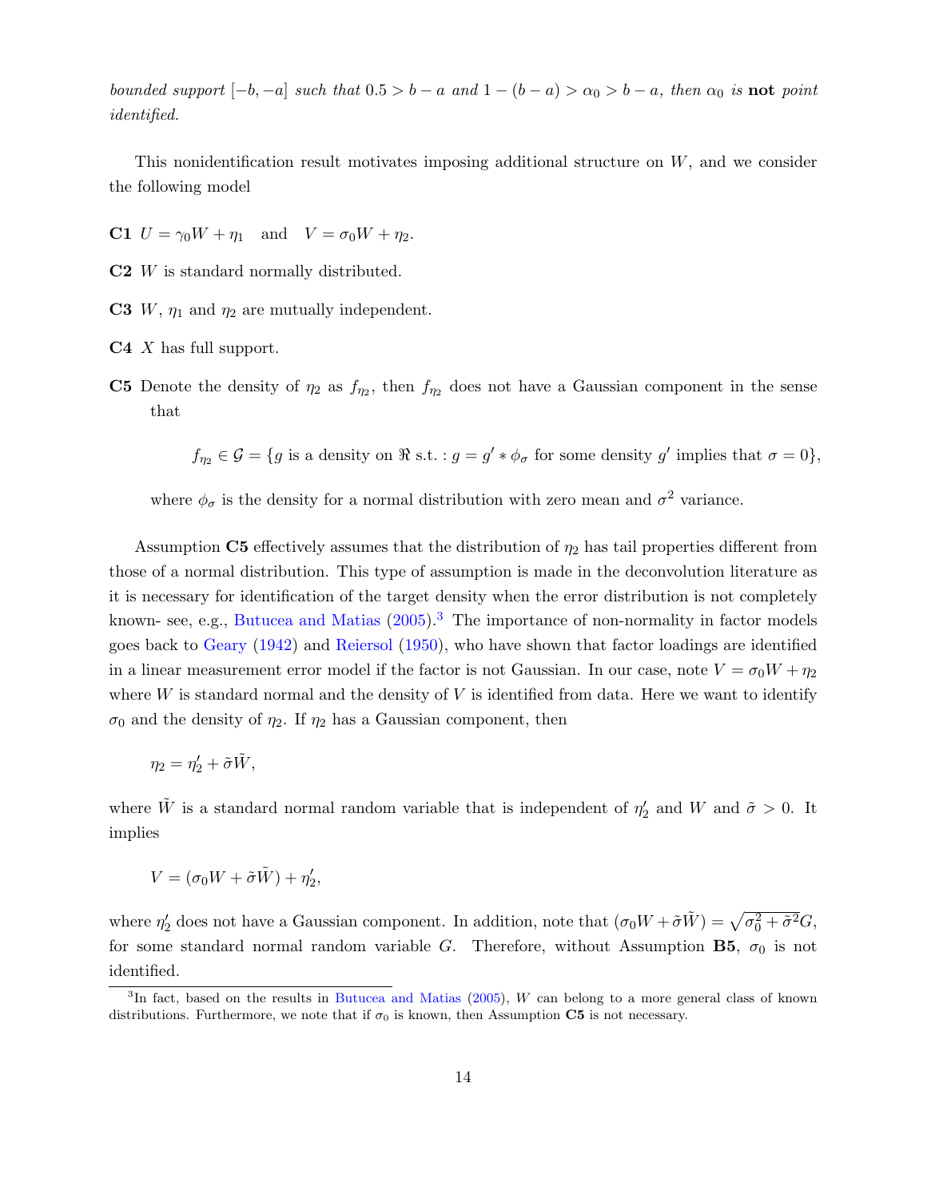*bounded support* $[-b, -a]$ *such that* $0.5 > b - a$ *and* $1 - (b - a) > \alpha_0 > b - a$*, then* $\alpha_0$ *is* **not** *point identified.*

This nonidentification result motivates imposing additional structure on $W$, and we consider the following model

**C1** $U = \gamma_0 W + \eta_1$ and $V = \sigma_0 W + \eta_2$.

**C2** $W$ is standard normally distributed.

**C3** $W$, $\eta_1$ and $\eta_2$ are mutually independent.

**C4** $X$ has full support.

**C5** Denote the density of $\eta_2$ as $f_{\eta_2}$, then $f_{\eta_2}$ does not have a Gaussian component in the sense that

$$f_{\eta_2} \in \mathcal{G} = \{g \text{ is a density on } \Re \text{ s.t. : } g = g' * \phi_\sigma \text{ for some density } g' \text{ implies that } \sigma = 0\},$$

where $\phi_\sigma$ is the density for a normal distribution with zero mean and $\sigma^2$ variance.

Assumption **C5** effectively assumes that the distribution of $\eta_2$ has tail properties different from those of a normal distribution. This type of assumption is made in the deconvolution literature as it is necessary for identification of the target density when the error distribution is not completely known- see, e.g., Butucea and Matias (2005).[3] The importance of non-normality in factor models goes back to Geary (1942) and Reiersol (1950), who have shown that factor loadings are identified in a linear measurement error model if the factor is not Gaussian. In our case, note $V = \sigma_0 W + \eta_2$ where $W$ is standard normal and the density of $V$ is identified from data. Here we want to identify $\sigma_0$ and the density of $\eta_2$. If $\eta_2$ has a Gaussian component, then

$$\eta_2 = \eta_2' + \tilde{\sigma}\tilde{W},$$

where $\tilde{W}$ is a standard normal random variable that is independent of $\eta_2'$ and $W$ and $\tilde{\sigma} > 0$. It implies

$$V = (\sigma_0 W + \tilde{\sigma}\tilde{W}) + \eta_2',$$

where $\eta_2'$ does not have a Gaussian component. In addition, note that $(\sigma_0 W + \tilde{\sigma}\tilde{W}) = \sqrt{\sigma_0^2 + \tilde{\sigma}^2} G$, for some standard normal random variable $G$. Therefore, without Assumption **B5**, $\sigma_0$ is not identified.

[3] In fact, based on the results in Butucea and Matias (2005), $W$ can belong to a more general class of known distributions. Furthermore, we note that if $\sigma_0$ is known, then Assumption **C5** is not necessary.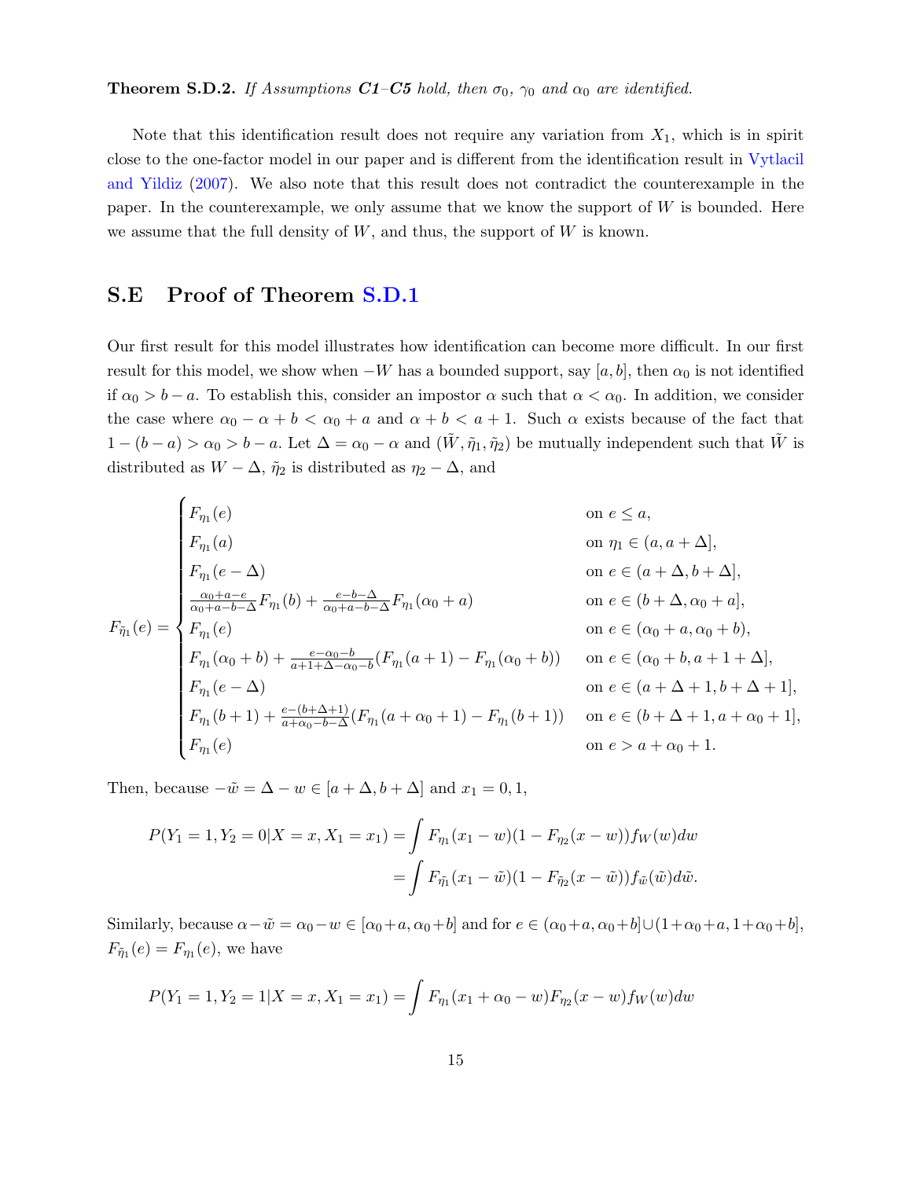**Theorem S.D.2.** *If Assumptions **C1**–**C5** hold, then $\sigma_0$, $\gamma_0$ and $\alpha_0$ are identified.*

Note that this identification result does not require any variation from $X_1$, which is in spirit close to the one-factor model in our paper and is different from the identification result in Vytlacil and Yildiz (2007). We also note that this result does not contradict the counterexample in the paper. In the counterexample, we only assume that we know the support of $W$ is bounded. Here we assume that the full density of $W$, and thus, the support of $W$ is known.

## S.E Proof of Theorem S.D.1

Our first result for this model illustrates how identification can become more difficult. In our first result for this model, we show when $-W$ has a bounded support, say $[a, b]$, then $\alpha_0$ is not identified if $\alpha_0 > b - a$. To establish this, consider an impostor $\alpha$ such that $\alpha < \alpha_0$. In addition, we consider the case where $\alpha_0 - \alpha + b < \alpha_0 + a$ and $\alpha + b < a + 1$. Such $\alpha$ exists because of the fact that $1 - (b - a) > \alpha_0 > b - a$. Let $\Delta = \alpha_0 - \alpha$ and $(\tilde{W}, \tilde{\eta}_1, \tilde{\eta}_2)$ be mutually independent such that $\tilde{W}$ is distributed as $W - \Delta$, $\tilde{\eta}_2$ is distributed as $\eta_2 - \Delta$, and

$$
F_{\tilde{\eta}_1}(e) = \begin{cases}
F_{\eta_1}(e) & \text{on } e \leq a, \\
F_{\eta_1}(a) & \text{on } \eta_1 \in (a, a + \Delta], \\
F_{\eta_1}(e - \Delta) & \text{on } e \in (a + \Delta, b + \Delta], \\
\frac{\alpha_0 + a - e}{\alpha_0 + a - b - \Delta} F_{\eta_1}(b) + \frac{e - b - \Delta}{\alpha_0 + a - b - \Delta} F_{\eta_1}(\alpha_0 + a) & \text{on } e \in (b + \Delta, \alpha_0 + a], \\
F_{\eta_1}(e) & \text{on } e \in (\alpha_0 + a, \alpha_0 + b), \\
F_{\eta_1}(\alpha_0 + b) + \frac{e - \alpha_0 - b}{a + 1 + \Delta - \alpha_0 - b} (F_{\eta_1}(a + 1) - F_{\eta_1}(\alpha_0 + b)) & \text{on } e \in (\alpha_0 + b, a + 1 + \Delta], \\
F_{\eta_1}(e - \Delta) & \text{on } e \in (a + \Delta + 1, b + \Delta + 1], \\
F_{\eta_1}(b + 1) + \frac{e - (b + \Delta + 1)}{a + \alpha_0 - b - \Delta} (F_{\eta_1}(a + \alpha_0 + 1) - F_{\eta_1}(b + 1)) & \text{on } e \in (b + \Delta + 1, a + \alpha_0 + 1], \\
F_{\eta_1}(e) & \text{on } e > a + \alpha_0 + 1.
\end{cases}
$$

Then, because $-\tilde{w} = \Delta - w \in [a + \Delta, b + \Delta]$ and $x_1 = 0, 1$,

$$
\begin{aligned}
P(Y_1 = 1, Y_2 = 0 | X = x, X_1 = x_1) &= \int F_{\eta_1}(x_1 - w)(1 - F_{\eta_2}(x - w)) f_W(w) dw \\
&= \int F_{\tilde{\eta}_1}(x_1 - \tilde{w})(1 - F_{\tilde{\eta}_2}(x - \tilde{w})) f_{\tilde{w}}(\tilde{w}) d\tilde{w}.
\end{aligned}
$$

Similarly, because $\alpha - \tilde{w} = \alpha_0 - w \in [\alpha_0 + a, \alpha_0 + b]$ and for $e \in (\alpha_0 + a, \alpha_0 + b] \cup (1 + \alpha_0 + a, 1 + \alpha_0 + b]$, $F_{\tilde{\eta}_1}(e) = F_{\eta_1}(e)$, we have

$$
P(Y_1 = 1, Y_2 = 1 | X = x, X_1 = x_1) = \int F_{\eta_1}(x_1 + \alpha_0 - w) F_{\eta_2}(x - w) f_W(w) dw
$$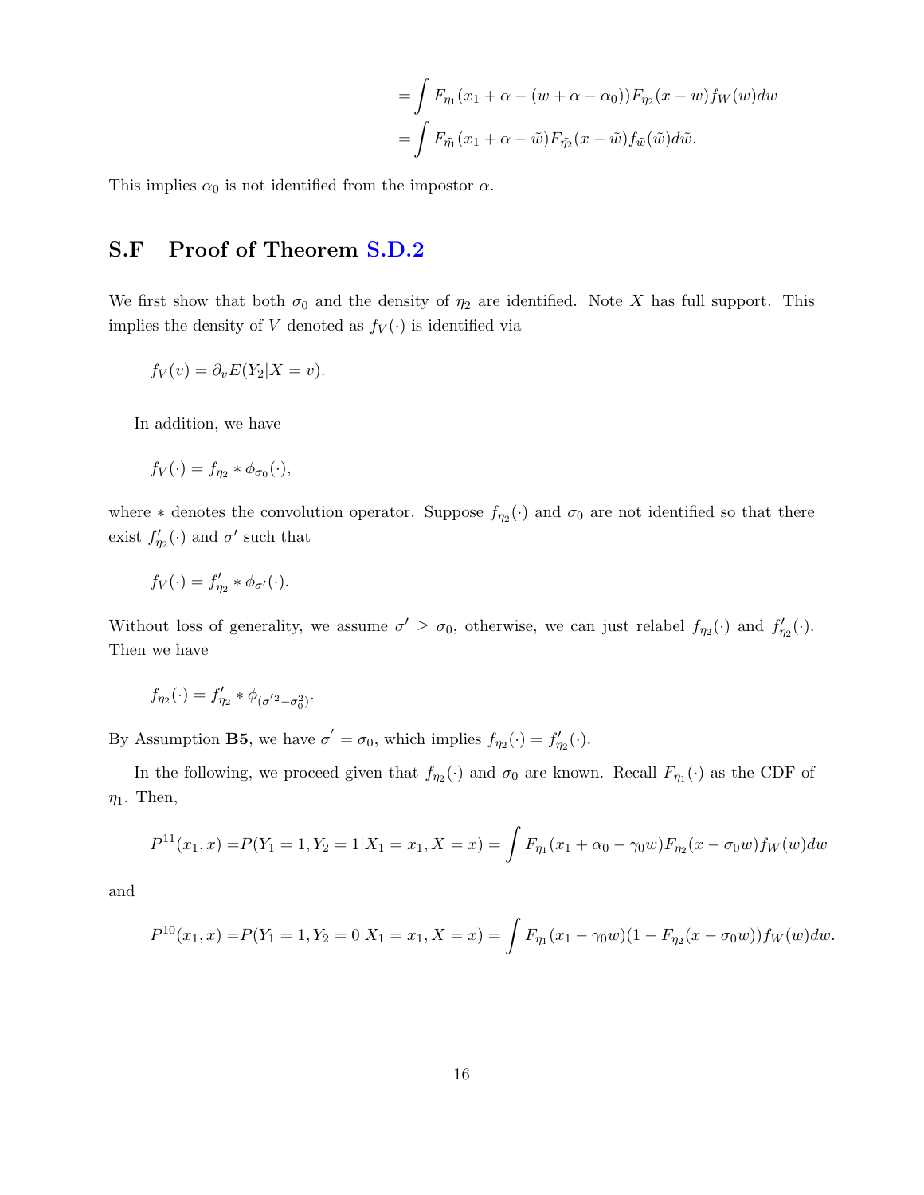$$
\begin{aligned}
&= \int F_{\eta_1}(x_1 + \alpha - (w + \alpha - \alpha_0)) F_{\eta_2}(x - w) f_W(w) dw \\
&= \int F_{\tilde{\eta}_1}(x_1 + \alpha - \tilde{w}) F_{\tilde{\eta}_2}(x - \tilde{w}) f_{\tilde{w}}(\tilde{w}) d\tilde{w}.
\end{aligned}
$$

This implies $\alpha_0$ is not identified from the impostor $\alpha$.

## S.F Proof of Theorem S.D.2

We first show that both $\sigma_0$ and the density of $\eta_2$ are identified. Note $X$ has full support. This implies the density of $V$ denoted as $f_V(\cdot)$ is identified via

$$
f_V(v) = \partial_v E(Y_2 | X = v).
$$

In addition, we have

$$
f_V(\cdot) = f_{\eta_2} * \phi_{\sigma_0}(\cdot),
$$

where $*$ denotes the convolution operator. Suppose $f_{\eta_2}(\cdot)$ and $\sigma_0$ are not identified so that there exist $f'_{\eta_2}(\cdot)$ and $\sigma'$ such that

$$
f_V(\cdot) = f'_{\eta_2} * \phi_{\sigma'}(\cdot).
$$

Without loss of generality, we assume $\sigma' \geq \sigma_0$, otherwise, we can just relabel $f_{\eta_2}(\cdot)$ and $f'_{\eta_2}(\cdot)$. Then we have

$$
f_{\eta_2}(\cdot) = f'_{\eta_2} * \phi_{(\sigma'^2 - \sigma_0^2)}.
$$

By Assumption **B5**, we have $\sigma' = \sigma_0$, which implies $f_{\eta_2}(\cdot) = f'_{\eta_2}(\cdot)$.

In the following, we proceed given that $f_{\eta_2}(\cdot)$ and $\sigma_0$ are known. Recall $F_{\eta_1}(\cdot)$ as the CDF of $\eta_1$. Then,

$$
P^{11}(x_1, x) = P(Y_1 = 1, Y_2 = 1 | X_1 = x_1, X = x) = \int F_{\eta_1}(x_1 + \alpha_0 - \gamma_0 w) F_{\eta_2}(x - \sigma_0 w) f_W(w) dw
$$

and

$$
P^{10}(x_1, x) = P(Y_1 = 1, Y_2 = 0 | X_1 = x_1, X = x) = \int F_{\eta_1}(x_1 - \gamma_0 w)(1 - F_{\eta_2}(x - \sigma_0 w)) f_W(w) dw.
$$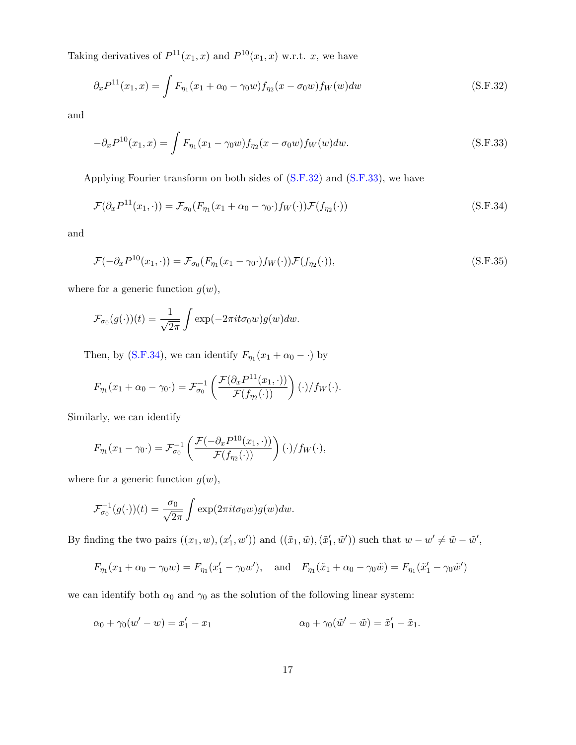Taking derivatives of $P^{11}(x_1, x)$ and $P^{10}(x_1, x)$ w.r.t. $x$, we have

$$\partial_x P^{11}(x_1, x) = \int F_{\eta_1}(x_1 + \alpha_0 - \gamma_0 w) f_{\eta_2}(x - \sigma_0 w) f_W(w) dw \tag{S.F.32}$$

and

$$-\partial_x P^{10}(x_1, x) = \int F_{\eta_1}(x_1 - \gamma_0 w) f_{\eta_2}(x - \sigma_0 w) f_W(w) dw. \tag{S.F.33}$$

Applying Fourier transform on both sides of (S.F.32) and (S.F.33), we have

$$\mathcal{F}(\partial_x P^{11}(x_1, \cdot)) = \mathcal{F}_{\sigma_0}(F_{\eta_1}(x_1 + \alpha_0 - \gamma_0 \cdot) f_W(\cdot)) \mathcal{F}(f_{\eta_2}(\cdot)) \tag{S.F.34}$$

and

$$\mathcal{F}(-\partial_x P^{10}(x_1, \cdot)) = \mathcal{F}_{\sigma_0}(F_{\eta_1}(x_1 - \gamma_0 \cdot) f_W(\cdot)) \mathcal{F}(f_{\eta_2}(\cdot)), \tag{S.F.35}$$

where for a generic function $g(w)$,

$$\mathcal{F}_{\sigma_0}(g(\cdot))(t) = \frac{1}{\sqrt{2\pi}} \int \exp(-2\pi i t \sigma_0 w) g(w) dw.$$

Then, by (S.F.34), we can identify $F_{\eta_1}(x_1 + \alpha_0 - \cdot)$ by

$$F_{\eta_1}(x_1 + \alpha_0 - \gamma_0 \cdot) = \mathcal{F}_{\sigma_0}^{-1}\left(\frac{\mathcal{F}(\partial_x P^{11}(x_1, \cdot))}{\mathcal{F}(f_{\eta_2}(\cdot))}\right)(\cdot)/f_W(\cdot).$$

Similarly, we can identify

$$F_{\eta_1}(x_1 - \gamma_0 \cdot) = \mathcal{F}_{\sigma_0}^{-1}\left(\frac{\mathcal{F}(-\partial_x P^{10}(x_1, \cdot))}{\mathcal{F}(f_{\eta_2}(\cdot))}\right)(\cdot)/f_W(\cdot),$$

where for a generic function $g(w)$,

$$\mathcal{F}_{\sigma_0}^{-1}(g(\cdot))(t) = \frac{\sigma_0}{\sqrt{2\pi}} \int \exp(2\pi i t \sigma_0 w) g(w) dw.$$

By finding the two pairs $((x_1, w), (x_1', w'))$ and $((\tilde{x}_1, \tilde{w}), (\tilde{x}_1', \tilde{w}'))$ such that $w - w' \neq \tilde{w} - \tilde{w}'$,

$$F_{\eta_1}(x_1 + \alpha_0 - \gamma_0 w) = F_{\eta_1}(x_1' - \gamma_0 w'), \quad \text{and} \quad F_{\eta_1}(\tilde{x}_1 + \alpha_0 - \gamma_0 \tilde{w}) = F_{\eta_1}(\tilde{x}_1' - \gamma_0 \tilde{w}')$$

we can identify both $\alpha_0$ and $\gamma_0$ as the solution of the following linear system:

$$\alpha_0 + \gamma_0(w' - w) = x_1' - x_1 \qquad\qquad \alpha_0 + \gamma_0(\tilde{w}' - \tilde{w}) = \tilde{x}_1' - \tilde{x}_1.$$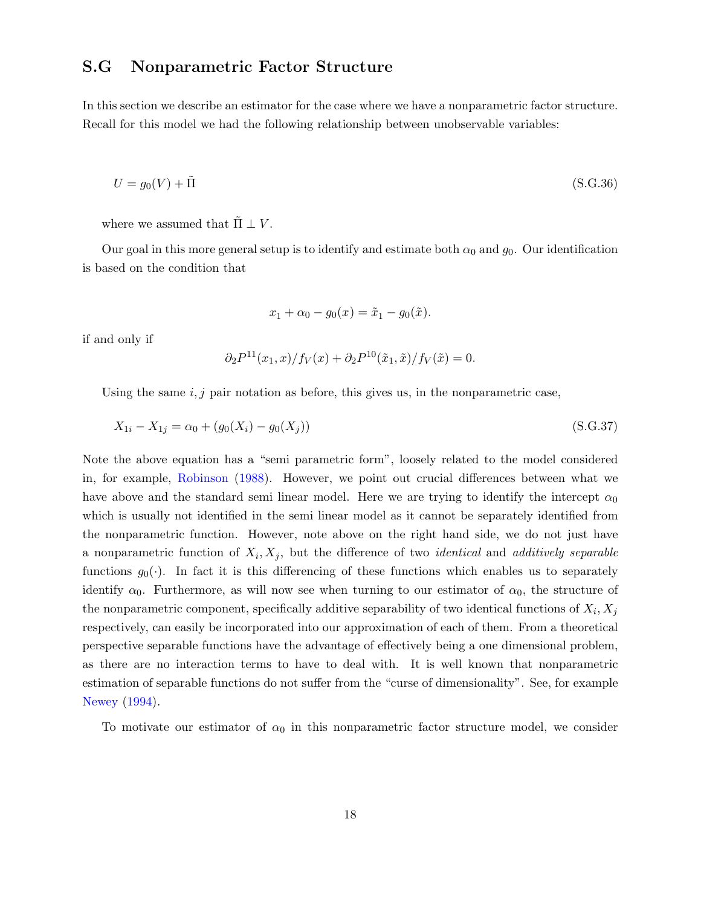## S.G Nonparametric Factor Structure

In this section we describe an estimator for the case where we have a nonparametric factor structure. Recall for this model we had the following relationship between unobservable variables:

$$U = g_0(V) + \tilde{\Pi} \tag{S.G.36}$$

where we assumed that $\tilde{\Pi} \perp V$.

Our goal in this more general setup is to identify and estimate both $\alpha_0$ and $g_0$. Our identification is based on the condition that

$$x_1 + \alpha_0 - g_0(x) = \tilde{x}_1 - g_0(\tilde{x}).$$

if and only if

$$\partial_2 P^{11}(x_1, x)/f_V(x) + \partial_2 P^{10}(\tilde{x}_1, \tilde{x})/f_V(\tilde{x}) = 0.$$

Using the same $i, j$ pair notation as before, this gives us, in the nonparametric case,

$$X_{1i} - X_{1j} = \alpha_0 + (g_0(X_i) - g_0(X_j)) \tag{S.G.37}$$

Note the above equation has a "semi parametric form", loosely related to the model considered in, for example, Robinson (1988). However, we point out crucial differences between what we have above and the standard semi linear model. Here we are trying to identify the intercept $\alpha_0$ which is usually not identified in the semi linear model as it cannot be separately identified from the nonparametric function. However, note above on the right hand side, we do not just have a nonparametric function of $X_i, X_j$, but the difference of two *identical* and *additively separable* functions $g_0(\cdot)$. In fact it is this differencing of these functions which enables us to separately identify $\alpha_0$. Furthermore, as will now see when turning to our estimator of $\alpha_0$, the structure of the nonparametric component, specifically additive separability of two identical functions of $X_i, X_j$ respectively, can easily be incorporated into our approximation of each of them. From a theoretical perspective separable functions have the advantage of effectively being a one dimensional problem, as there are no interaction terms to have to deal with. It is well known that nonparametric estimation of separable functions do not suffer from the "curse of dimensionality". See, for example Newey (1994).

To motivate our estimator of $\alpha_0$ in this nonparametric factor structure model, we consider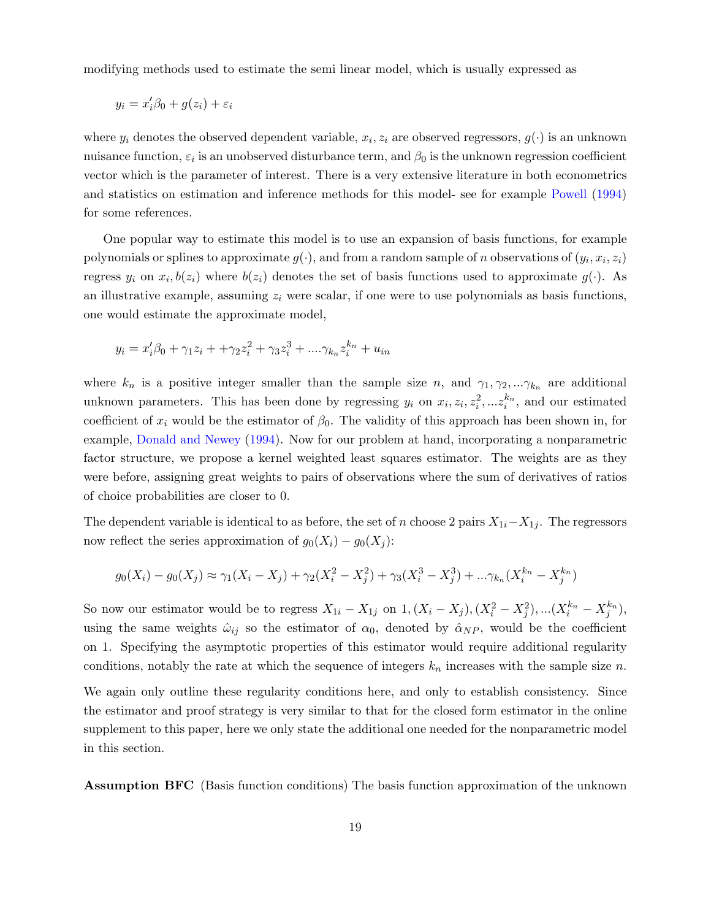modifying methods used to estimate the semi linear model, which is usually expressed as

$$y_i = x_i'\beta_0 + g(z_i) + \varepsilon_i$$

where $y_i$ denotes the observed dependent variable, $x_i, z_i$ are observed regressors, $g(\cdot)$ is an unknown nuisance function, $\varepsilon_i$ is an unobserved disturbance term, and $\beta_0$ is the unknown regression coefficient vector which is the parameter of interest. There is a very extensive literature in both econometrics and statistics on estimation and inference methods for this model- see for example Powell (1994) for some references.

One popular way to estimate this model is to use an expansion of basis functions, for example polynomials or splines to approximate $g(\cdot)$, and from a random sample of $n$ observations of $(y_i, x_i, z_i)$ regress $y_i$ on $x_i, b(z_i)$ where $b(z_i)$ denotes the set of basis functions used to approximate $g(\cdot)$. As an illustrative example, assuming $z_i$ were scalar, if one were to use polynomials as basis functions, one would estimate the approximate model,

$$y_i = x_i'\beta_0 + \gamma_1 z_i + +\gamma_2 z_i^2 + \gamma_3 z_i^3 + ....\gamma_{k_n} z_i^{k_n} + u_{in}$$

where $k_n$ is a positive integer smaller than the sample size $n$, and $\gamma_1, \gamma_2, ...\gamma_{k_n}$ are additional unknown parameters. This has been done by regressing $y_i$ on $x_i, z_i, z_i^2, ...z_i^{k_n}$, and our estimated coefficient of $x_i$ would be the estimator of $\beta_0$. The validity of this approach has been shown in, for example, Donald and Newey (1994). Now for our problem at hand, incorporating a nonparametric factor structure, we propose a kernel weighted least squares estimator. The weights are as they were before, assigning great weights to pairs of observations where the sum of derivatives of ratios of choice probabilities are closer to 0.

The dependent variable is identical to as before, the set of $n$ choose 2 pairs $X_{1i} - X_{1j}$. The regressors now reflect the series approximation of $g_0(X_i) - g_0(X_j)$:

$$g_0(X_i) - g_0(X_j) \approx \gamma_1(X_i - X_j) + \gamma_2(X_i^2 - X_j^2) + \gamma_3(X_i^3 - X_j^3) + ...\gamma_{k_n}(X_i^{k_n} - X_j^{k_n})$$

So now our estimator would be to regress $X_{1i} - X_{1j}$ on $1, (X_i - X_j), (X_i^2 - X_j^2), ...(X_i^{k_n} - X_j^{k_n})$, using the same weights $\hat{\omega}_{ij}$ so the estimator of $\alpha_0$, denoted by $\hat{\alpha}_{NP}$, would be the coefficient on 1. Specifying the asymptotic properties of this estimator would require additional regularity conditions, notably the rate at which the sequence of integers $k_n$ increases with the sample size $n$.

We again only outline these regularity conditions here, and only to establish consistency. Since the estimator and proof strategy is very similar to that for the closed form estimator in the online supplement to this paper, here we only state the additional one needed for the nonparametric model in this section.

**Assumption BFC** (Basis function conditions) The basis function approximation of the unknown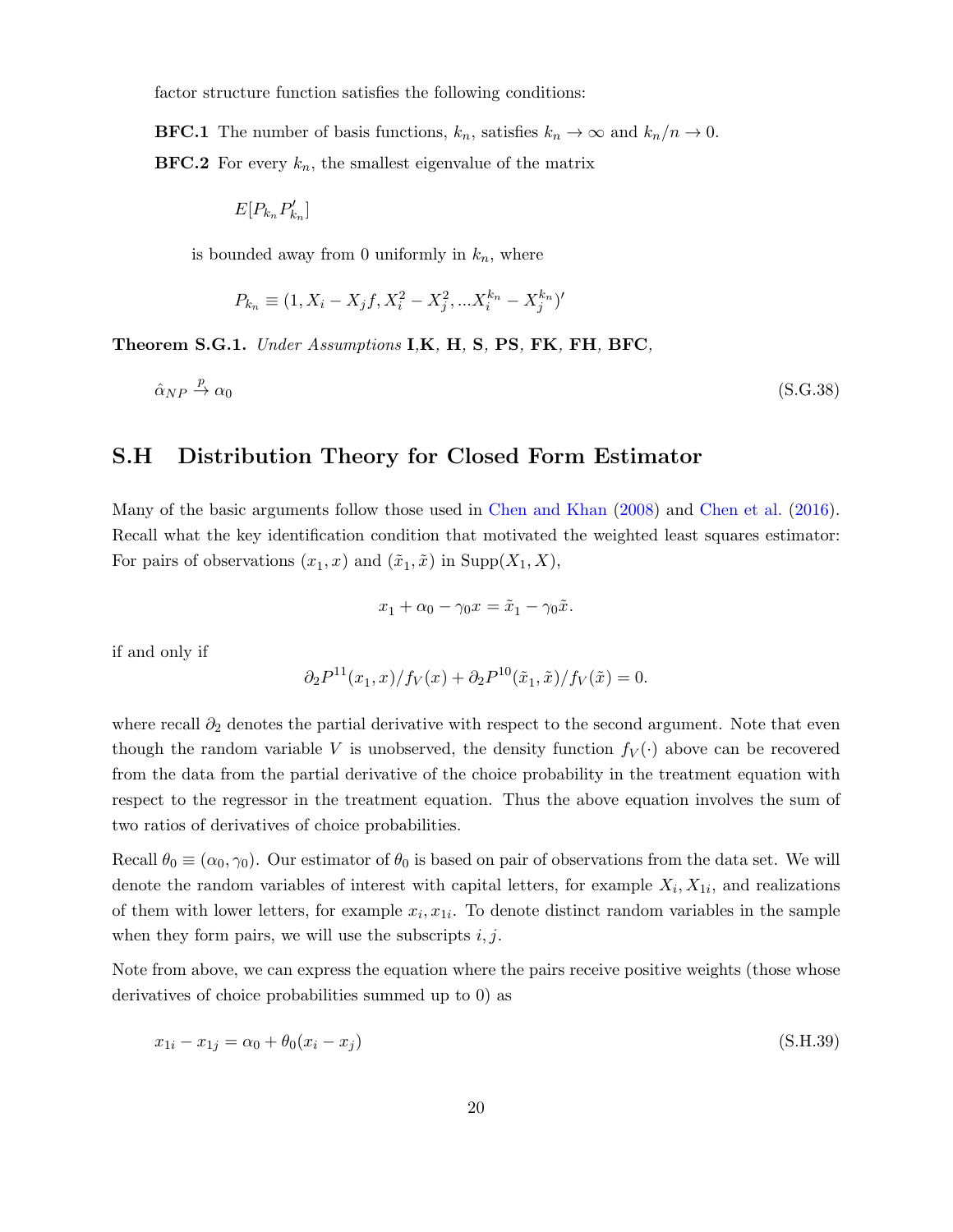factor structure function satisfies the following conditions:

**BFC.1** The number of basis functions, $k_n$, satisfies $k_n \to \infty$ and $k_n/n \to 0$.

**BFC.2** For every $k_n$, the smallest eigenvalue of the matrix

$$E[P_{k_n} P_{k_n}']$$

is bounded away from 0 uniformly in $k_n$, where

$$P_{k_n} \equiv (1, X_i - X_j f, X_i^2 - X_j^2, ...X_i^{k_n} - X_j^{k_n})'$$

**Theorem S.G.1.** *Under Assumptions* **I**,**K**, **H**, **S**, **PS**, **FK**, **FH**, **BFC**,

$$\hat{\alpha}_{NP} \xrightarrow{p} \alpha_0 \tag{S.G.38}$$

## S.H Distribution Theory for Closed Form Estimator

Many of the basic arguments follow those used in Chen and Khan (2008) and Chen et al. (2016). Recall what the key identification condition that motivated the weighted least squares estimator: For pairs of observations $(x_1, x)$ and $(\tilde{x}_1, \tilde{x})$ in $\text{Supp}(X_1, X)$,

$$x_1 + \alpha_0 - \gamma_0 x = \tilde{x}_1 - \gamma_0 \tilde{x}.$$

if and only if

$$\partial_2 P^{11}(x_1, x)/f_V(x) + \partial_2 P^{10}(\tilde{x}_1, \tilde{x})/f_V(\tilde{x}) = 0.$$

where recall $\partial_2$ denotes the partial derivative with respect to the second argument. Note that even though the random variable $V$ is unobserved, the density function $f_V(\cdot)$ above can be recovered from the data from the partial derivative of the choice probability in the treatment equation with respect to the regressor in the treatment equation. Thus the above equation involves the sum of two ratios of derivatives of choice probabilities.

Recall $\theta_0 \equiv (\alpha_0, \gamma_0)$. Our estimator of $\theta_0$ is based on pair of observations from the data set. We will denote the random variables of interest with capital letters, for example $X_i, X_{1i}$, and realizations of them with lower letters, for example $x_i, x_{1i}$. To denote distinct random variables in the sample when they form pairs, we will use the subscripts $i, j$.

Note from above, we can express the equation where the pairs receive positive weights (those whose derivatives of choice probabilities summed up to 0) as

$$x_{1i} - x_{1j} = \alpha_0 + \theta_0(x_i - x_j) \tag{S.H.39}$$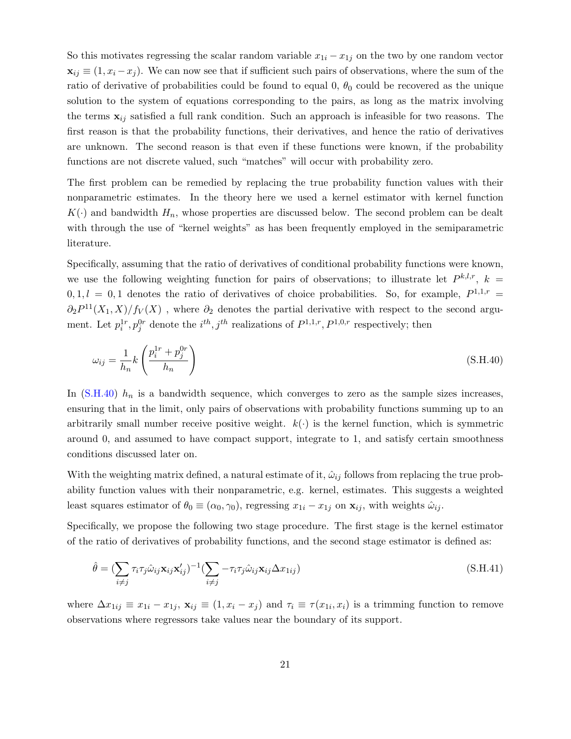So this motivates regressing the scalar random variable $x_{1i} - x_{1j}$ on the two by one random vector $\mathbf{x}_{ij} \equiv (1, x_i - x_j)$. We can now see that if sufficient such pairs of observations, where the sum of the ratio of derivative of probabilities could be found to equal 0, $\theta_0$ could be recovered as the unique solution to the system of equations corresponding to the pairs, as long as the matrix involving the terms $\mathbf{x}_{ij}$ satisfied a full rank condition. Such an approach is infeasible for two reasons. The first reason is that the probability functions, their derivatives, and hence the ratio of derivatives are unknown. The second reason is that even if these functions were known, if the probability functions are not discrete valued, such "matches" will occur with probability zero.

The first problem can be remedied by replacing the true probability function values with their nonparametric estimates. In the theory here we used a kernel estimator with kernel function $K(\cdot)$ and bandwidth $H_n$, whose properties are discussed below. The second problem can be dealt with through the use of "kernel weights" as has been frequently employed in the semiparametric literature.

Specifically, assuming that the ratio of derivatives of conditional probability functions were known, we use the following weighting function for pairs of observations; to illustrate let $P^{k,l,r}$, $k = 0, 1, l = 0, 1$ denotes the ratio of derivatives of choice probabilities. So, for example, $P^{1,1,r} = \partial_2 P^{11}(X_1, X)/f_V(X)$ , where $\partial_2$ denotes the partial derivative with respect to the second argument. Let $p_i^{1r}, p_j^{0r}$ denote the $i^{th}, j^{th}$ realizations of $P^{1,1,r}, P^{1,0,r}$ respectively; then

$$\omega_{ij} = \frac{1}{h_n} k\left(\frac{p_i^{1r} + p_j^{0r}}{h_n}\right) \tag{S.H.40}$$

In (S.H.40) $h_n$ is a bandwidth sequence, which converges to zero as the sample sizes increases, ensuring that in the limit, only pairs of observations with probability functions summing up to an arbitrarily small number receive positive weight. $k(\cdot)$ is the kernel function, which is symmetric around 0, and assumed to have compact support, integrate to 1, and satisfy certain smoothness conditions discussed later on.

With the weighting matrix defined, a natural estimate of it, $\hat{\omega}_{ij}$ follows from replacing the true probability function values with their nonparametric, e.g. kernel, estimates. This suggests a weighted least squares estimator of $\theta_0 \equiv (\alpha_0, \gamma_0)$, regressing $x_{1i} - x_{1j}$ on $\mathbf{x}_{ij}$, with weights $\hat{\omega}_{ij}$.

Specifically, we propose the following two stage procedure. The first stage is the kernel estimator of the ratio of derivatives of probability functions, and the second stage estimator is defined as:

$$\hat{\theta} = (\sum_{i \neq j} \tau_i \tau_j \hat{\omega}_{ij} \mathbf{x}_{ij} \mathbf{x}_{ij}')^{-1} (\sum_{i \neq j} -\tau_i \tau_j \hat{\omega}_{ij} \mathbf{x}_{ij} \Delta x_{1ij}) \tag{S.H.41}$$

where $\Delta x_{1ij} \equiv x_{1i} - x_{1j}$, $\mathbf{x}_{ij} \equiv (1, x_i - x_j)$ and $\tau_i \equiv \tau(x_{1i}, x_i)$ is a trimming function to remove observations where regressors take values near the boundary of its support.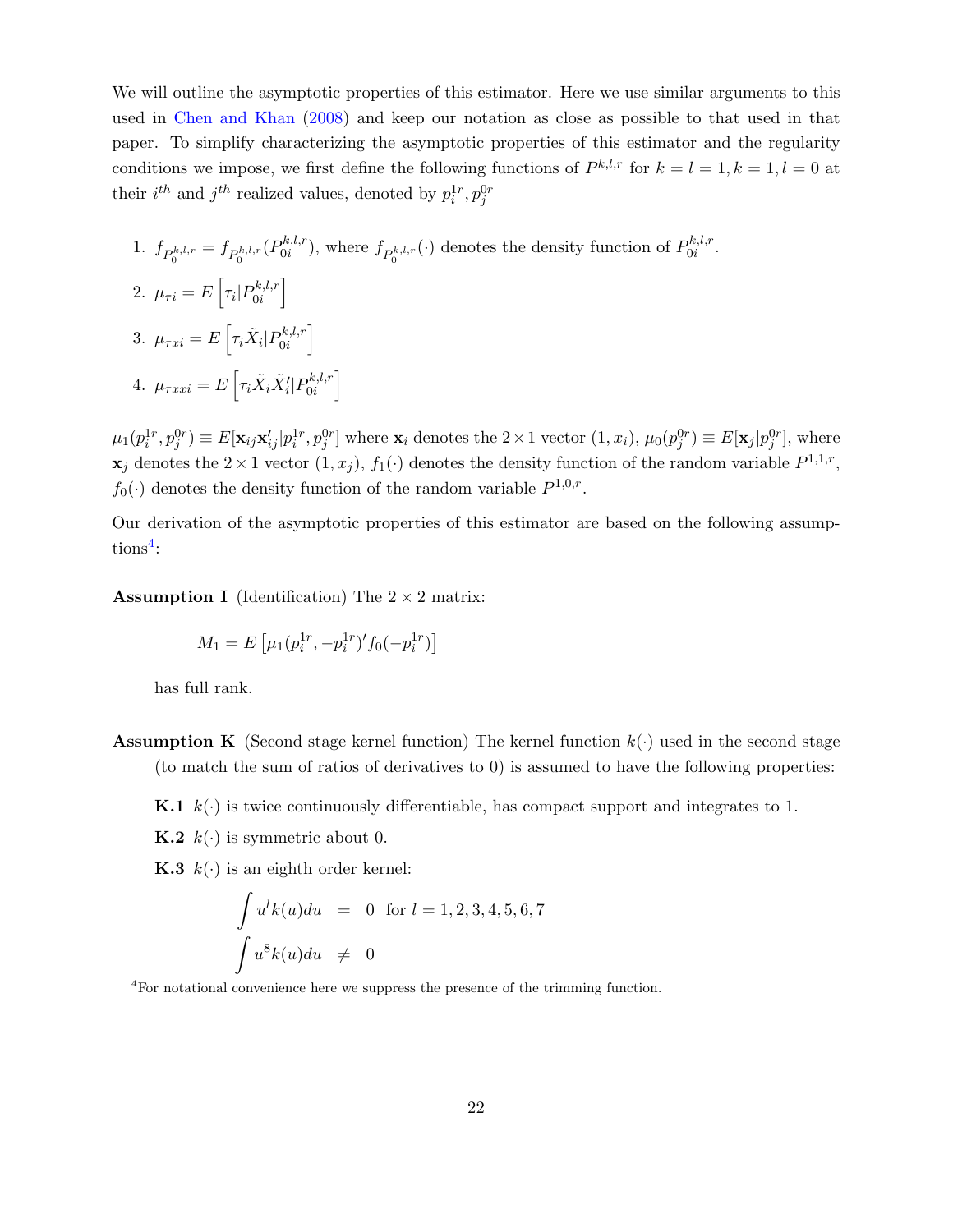We will outline the asymptotic properties of this estimator. Here we use similar arguments to this used in Chen and Khan (2008) and keep our notation as close as possible to that used in that paper. To simplify characterizing the asymptotic properties of this estimator and the regularity conditions we impose, we first define the following functions of $P^{k,l,r}$ for $k = l = 1, k = 1, l = 0$ at their $i^{th}$ and $j^{th}$ realized values, denoted by $p_i^{1r}, p_j^{0r}$

1. $f_{P_0^{k,l,r}} = f_{P_0^{k,l,r}}(P_{0i}^{k,l,r})$, where $f_{P_0^{k,l,r}}(\cdot)$ denotes the density function of $P_{0i}^{k,l,r}$.
2. $\mu_{\tau i} = E\left[\tau_i | P_{0i}^{k,l,r}\right]$
3. $\mu_{\tau x i} = E\left[\tau_i \tilde{X}_i | P_{0i}^{k,l,r}\right]$
4. $\mu_{\tau x x i} = E\left[\tau_i \tilde{X}_i \tilde{X}_i' | P_{0i}^{k,l,r}\right]$

$\mu_1(p_i^{1r}, p_j^{0r}) \equiv E[\mathbf{x}_{ij}\mathbf{x}_{ij}' | p_i^{1r}, p_j^{0r}]$ where $\mathbf{x}_i$ denotes the $2 \times 1$ vector $(1, x_i)$, $\mu_0(p_j^{0r}) \equiv E[\mathbf{x}_j | p_j^{0r}]$, where $\mathbf{x}_j$ denotes the $2 \times 1$ vector $(1, x_j)$, $f_1(\cdot)$ denotes the density function of the random variable $P^{1,1,r}$, $f_0(\cdot)$ denotes the density function of the random variable $P^{1,0,r}$.

Our derivation of the asymptotic properties of this estimator are based on the following assumptions[4]:

**Assumption I** (Identification) The $2 \times 2$ matrix:

$$M_1 = E\left[\mu_1(p_i^{1r}, -p_i^{1r})' f_0(-p_i^{1r})\right]$$

has full rank.

**Assumption K** (Second stage kernel function) The kernel function $k(\cdot)$ used in the second stage (to match the sum of ratios of derivatives to 0) is assumed to have the following properties:

**K.1** $k(\cdot)$ is twice continuously differentiable, has compact support and integrates to 1.

**K.2** $k(\cdot)$ is symmetric about 0.

**K.3** $k(\cdot)$ is an eighth order kernel:

$$\int u^l k(u) du = 0 \quad \text{for } l = 1, 2, 3, 4, 5, 6, 7$$
$$\int u^8 k(u) du \neq 0$$

[4]For notational convenience here we suppress the presence of the trimming function.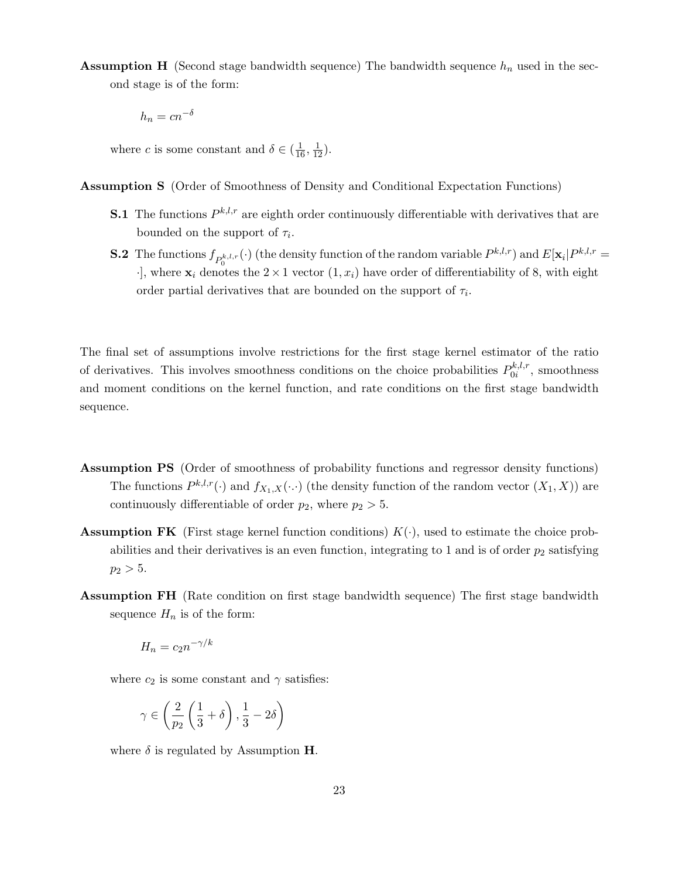**Assumption H** (Second stage bandwidth sequence) The bandwidth sequence $h_n$ used in the second stage is of the form:

$$h_n = cn^{-\delta}$$

where $c$ is some constant and $\delta \in (\frac{1}{16}, \frac{1}{12})$.

**Assumption S** (Order of Smoothness of Density and Conditional Expectation Functions)

**S.1** The functions $P^{k,l,r}$ are eighth order continuously differentiable with derivatives that are bounded on the support of $\tau_i$.

**S.2** The functions $f_{P_0^{k,l,r}}(\cdot)$ (the density function of the random variable $P^{k,l,r}$) and $E[\mathbf{x}_i|P^{k,l,r} = \cdot]$, where $\mathbf{x}_i$ denotes the $2 \times 1$ vector $(1, x_i)$ have order of differentiability of 8, with eight order partial derivatives that are bounded on the support of $\tau_i$.

The final set of assumptions involve restrictions for the first stage kernel estimator of the ratio of derivatives. This involves smoothness conditions on the choice probabilities $P_{0i}^{k,l,r}$, smoothness and moment conditions on the kernel function, and rate conditions on the first stage bandwidth sequence.

**Assumption PS** (Order of smoothness of probability functions and regressor density functions) The functions $P^{k,l,r}(\cdot)$ and $f_{X_1,X}(\cdot,\cdot)$ (the density function of the random vector $(X_1, X)$) are continuously differentiable of order $p_2$, where $p_2 > 5$.

**Assumption FK** (First stage kernel function conditions) $K(\cdot)$, used to estimate the choice probabilities and their derivatives is an even function, integrating to 1 and is of order $p_2$ satisfying $p_2 > 5$.

**Assumption FH** (Rate condition on first stage bandwidth sequence) The first stage bandwidth sequence $H_n$ is of the form:

$$H_n = c_2 n^{-\gamma/k}$$

where $c_2$ is some constant and $\gamma$ satisfies:

$$\gamma \in \left( \frac{2}{p_2} \left( \frac{1}{3} + \delta \right), \frac{1}{3} - 2\delta \right)$$

where $\delta$ is regulated by Assumption **H**.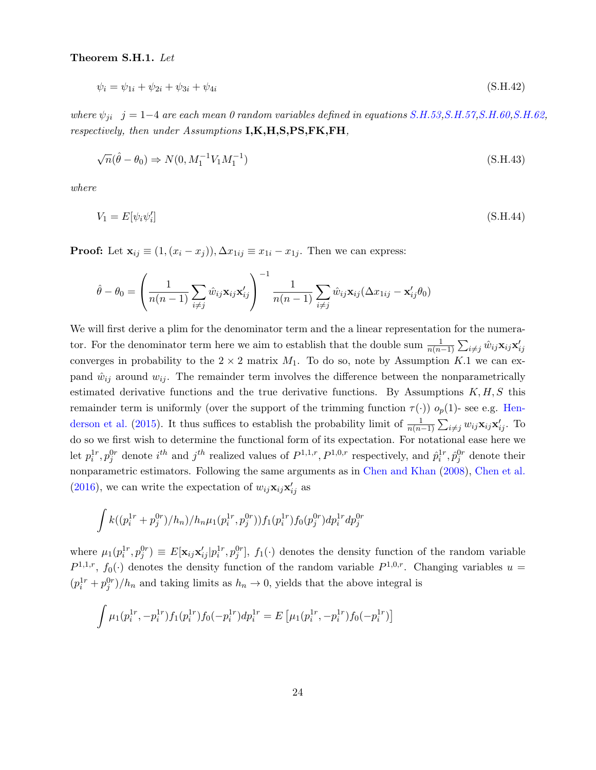**Theorem S.H.1.** *Let*

$$\psi_i = \psi_{1i} + \psi_{2i} + \psi_{3i} + \psi_{4i} \tag{S.H.42}$$

*where $\psi_{ji}$ $\;j = 1-4$ are each mean 0 random variables defined in equations S.H.53, S.H.57, S.H.60, S.H.62, respectively, then under Assumptions* **I,K,H,S,PS,FK,FH**,

$$\sqrt{n}(\hat{\theta} - \theta_0) \Rightarrow N(0, M_1^{-1} V_1 M_1^{-1}) \tag{S.H.43}$$

*where*

$$V_1 = E[\psi_i \psi_i'] \tag{S.H.44}$$

**Proof:** Let $\mathbf{x}_{ij} \equiv (1, (x_i - x_j)), \Delta x_{1ij} \equiv x_{1i} - x_{1j}$. Then we can express:

$$\hat{\theta} - \theta_0 = \left( \frac{1}{n(n-1)} \sum_{i \neq j} \hat{w}_{ij} \mathbf{x}_{ij} \mathbf{x}_{ij}' \right)^{-1} \frac{1}{n(n-1)} \sum_{i \neq j} \hat{w}_{ij} \mathbf{x}_{ij} (\Delta x_{1ij} - \mathbf{x}_{ij}' \theta_0)$$

We will first derive a plim for the denominator term and the a linear representation for the numerator. For the denominator term here we aim to establish that the double sum $\frac{1}{n(n-1)} \sum_{i \neq j} \hat{w}_{ij} \mathbf{x}_{ij} \mathbf{x}_{ij}'$ converges in probability to the $2 \times 2$ matrix $M_1$. To do so, note by Assumption $K.1$ we can expand $\hat{w}_{ij}$ around $w_{ij}$. The remainder term involves the difference between the nonparametrically estimated derivative functions and the true derivative functions. By Assumptions $K, H, S$ this remainder term is uniformly (over the support of the trimming function $\tau(\cdot)$) $o_p(1)$- see e.g. Henderson et al. (2015). It thus suffices to establish the probability limit of $\frac{1}{n(n-1)} \sum_{i \neq j} w_{ij} \mathbf{x}_{ij} \mathbf{x}_{ij}'$. To do so we first wish to determine the functional form of its expectation. For notational ease here we let $p_i^{1r}, p_j^{0r}$ denote $i^{th}$ and $j^{th}$ realized values of $P^{1,1,r}, P^{1,0,r}$ respectively, and $\hat{p}_i^{1r}, \hat{p}_j^{0r}$ denote their nonparametric estimators. Following the same arguments as in Chen and Khan (2008), Chen et al. (2016), we can write the expectation of $w_{ij} \mathbf{x}_{ij} \mathbf{x}_{ij}'$ as

$$\int k((p_i^{1r} + p_j^{0r})/h_n)/h_n \mu_1(p_i^{1r}, p_j^{0r})) f_1(p_i^{1r}) f_0(p_j^{0r}) dp_i^{1r} dp_j^{0r}$$

where $\mu_1(p_i^{1r}, p_j^{0r}) \equiv E[\mathbf{x}_{ij} \mathbf{x}_{ij}' | p_i^{1r}, p_j^{0r}]$, $f_1(\cdot)$ denotes the density function of the random variable $P^{1,1,r}$, $f_0(\cdot)$ denotes the density function of the random variable $P^{1,0,r}$. Changing variables $u = (p_i^{1r} + p_j^{0r})/h_n$ and taking limits as $h_n \to 0$, yields that the above integral is

$$\int \mu_1(p_i^{1r}, -p_i^{1r}) f_1(p_i^{1r}) f_0(-p_i^{1r}) dp_i^{1r} = E\left[\mu_1(p_i^{1r}, -p_i^{1r}) f_0(-p_i^{1r})\right]$$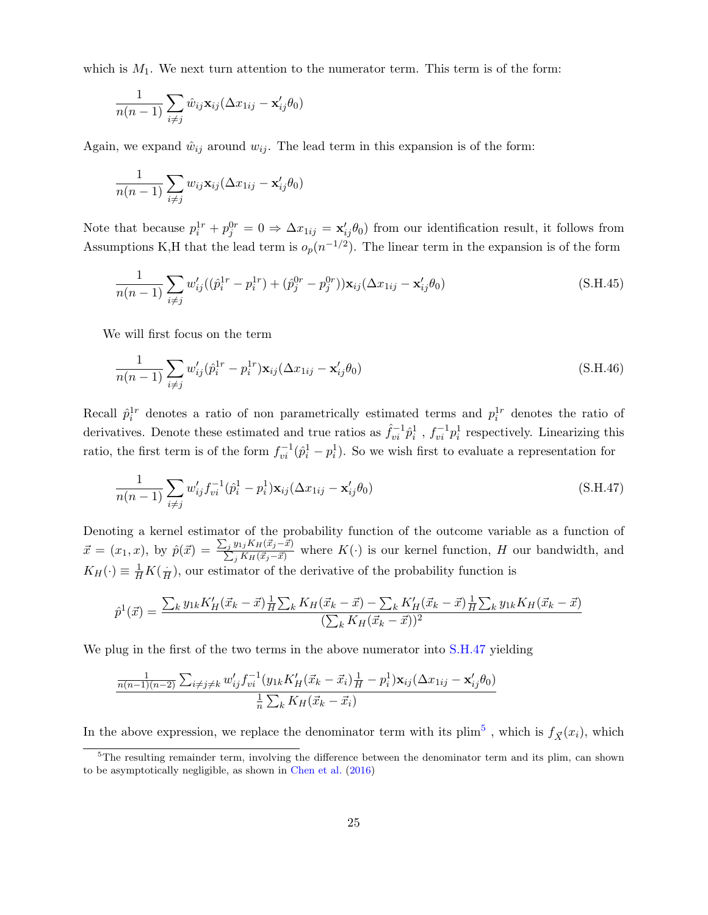which is $M_1$. We next turn attention to the numerator term. This term is of the form:

$$\frac{1}{n(n-1)}\sum_{i\neq j}\hat{w}_{ij}\mathbf{x}_{ij}(\Delta x_{1ij}-\mathbf{x}_{ij}'\theta_0)$$

Again, we expand $\hat{w}_{ij}$ around $w_{ij}$. The lead term in this expansion is of the form:

$$\frac{1}{n(n-1)}\sum_{i\neq j}w_{ij}\mathbf{x}_{ij}(\Delta x_{1ij}-\mathbf{x}_{ij}'\theta_0)$$

Note that because $p_i^{1r}+p_j^{0r}=0 \Rightarrow \Delta x_{1ij}=\mathbf{x}_{ij}'\theta_0$) from our identification result, it follows from Assumptions K,H that the lead term is $o_p(n^{-1/2})$. The linear term in the expansion is of the form

$$\frac{1}{n(n-1)}\sum_{i\neq j}w_{ij}'((\hat{p}_i^{1r}-p_i^{1r})+(\hat{p}_j^{0r}-p_j^{0r}))\mathbf{x}_{ij}(\Delta x_{1ij}-\mathbf{x}_{ij}'\theta_0) \tag{S.H.45}$$

We will first focus on the term

$$\frac{1}{n(n-1)}\sum_{i\neq j}w_{ij}'(\hat{p}_i^{1r}-p_i^{1r})\mathbf{x}_{ij}(\Delta x_{1ij}-\mathbf{x}_{ij}'\theta_0) \tag{S.H.46}$$

Recall $\hat{p}_i^{1r}$ denotes a ratio of non parametrically estimated terms and $p_i^{1r}$ denotes the ratio of derivatives. Denote these estimated and true ratios as $\hat{f}_{vi}^{-1}\hat{p}_i^1$ , $f_{vi}^{-1}p_i^1$ respectively. Linearizing this ratio, the first term is of the form $f_{vi}^{-1}(\hat{p}_i^1-p_i^1)$. So we wish first to evaluate a representation for

$$\frac{1}{n(n-1)}\sum_{i\neq j}w_{ij}'f_{vi}^{-1}(\hat{p}_i^1-p_i^1)\mathbf{x}_{ij}(\Delta x_{1ij}-\mathbf{x}_{ij}'\theta_0) \tag{S.H.47}$$

Denoting a kernel estimator of the probability function of the outcome variable as a function of $\vec{x}=(x_1,x)$, by $\hat{p}(\vec{x})=\frac{\sum_j y_{1j}K_H(\vec{x}_j-\vec{x})}{\sum_j K_H(\vec{x}_j-\vec{x})}$ where $K(\cdot)$ is our kernel function, $H$ our bandwidth, and $K_H(\cdot)\equiv\frac{1}{H}K(\frac{\cdot}{H})$, our estimator of the derivative of the probability function is

$$\hat{p}^1(\vec{x})=\frac{\sum_k y_{1k}K_H'(\vec{x}_k-\vec{x})\frac{1}{H}\sum_k K_H(\vec{x}_k-\vec{x})-\sum_k K_H'(\vec{x}_k-\vec{x})\frac{1}{H}\sum_k y_{1k}K_H(\vec{x}_k-\vec{x})}{(\sum_k K_H(\vec{x}_k-\vec{x}))^2}$$

We plug in the first of the two terms in the above numerator into S.H.47 yielding

$$\frac{\frac{1}{n(n-1)(n-2)}\sum_{i\neq j\neq k}w_{ij}'f_{vi}^{-1}(y_{1k}K_H'(\vec{x}_k-\vec{x}_i)\frac{1}{H}-p_i^1)\mathbf{x}_{ij}(\Delta x_{1ij}-\mathbf{x}_{ij}'\theta_0)}{\frac{1}{n}\sum_k K_H(\vec{x}_k-\vec{x}_i)}$$

In the above expression, we replace the denominator term with its plim[5] , which is $f_{\vec{X}}(x_i)$, which

[5] The resulting remainder term, involving the difference between the denominator term and its plim, can shown to be asymptotically negligible, as shown in Chen et al. (2016)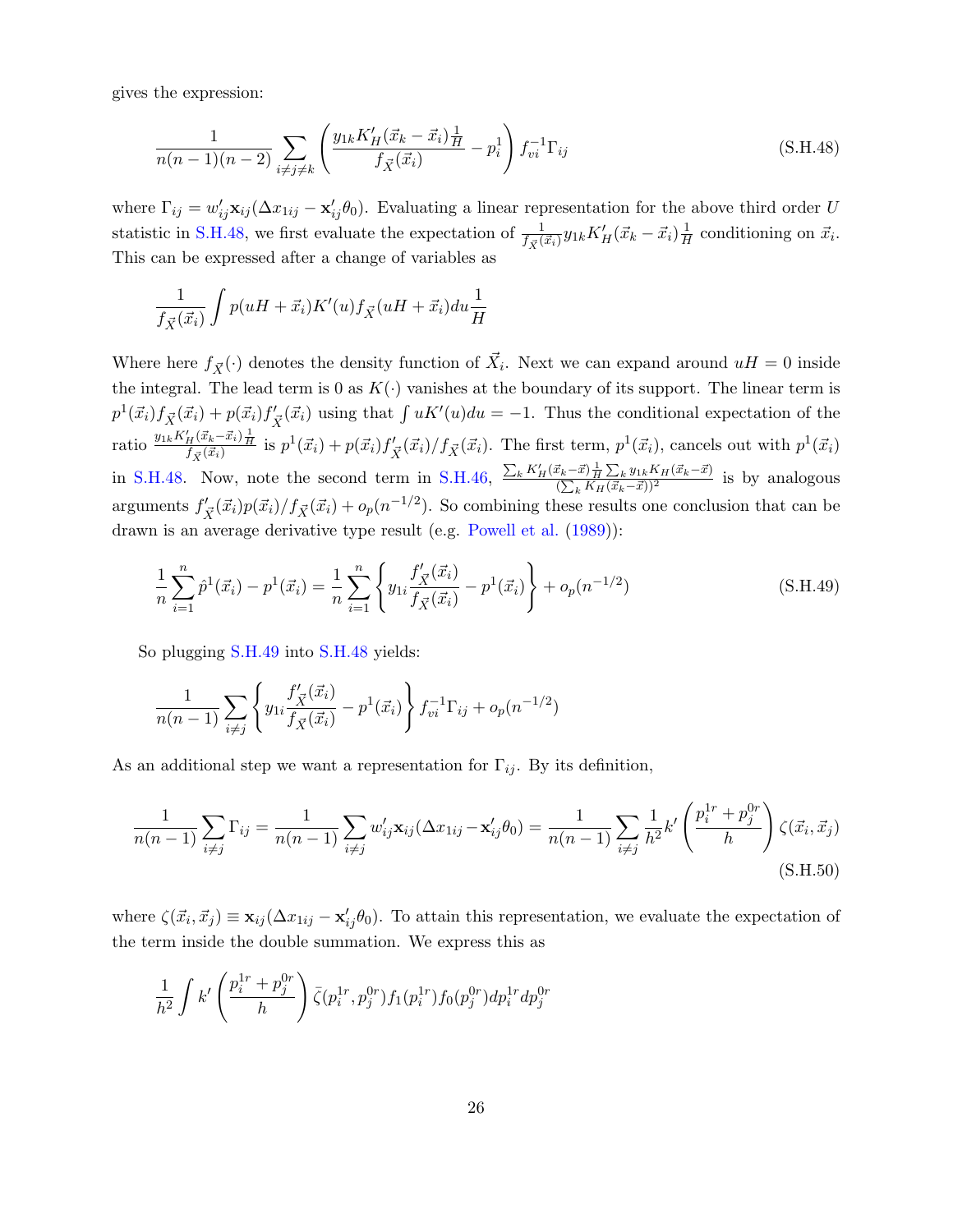gives the expression:

$$\frac{1}{n(n-1)(n-2)} \sum_{i \neq j \neq k} \left( \frac{y_{1k} K_H'(\vec{x}_k - \vec{x}_i) \frac{1}{H}}{f_{\vec{X}}(\vec{x}_i)} - p_i^1 \right) f_{vi}^{-1} \Gamma_{ij} \tag{S.H.48}$$

where $\Gamma_{ij} = w_{ij}' \mathbf{x}_{ij} (\Delta x_{1ij} - \mathbf{x}_{ij}' \theta_0)$. Evaluating a linear representation for the above third order $U$ statistic in S.H.48, we first evaluate the expectation of $\frac{1}{f_{\vec{X}}(\vec{x}_i)} y_{1k} K_H'(\vec{x}_k - \vec{x}_i) \frac{1}{H}$ conditioning on $\vec{x}_i$. This can be expressed after a change of variables as

$$\frac{1}{f_{\vec{X}}(\vec{x}_i)} \int p(uH + \vec{x}_i) K'(u) f_{\vec{X}}(uH + \vec{x}_i) du \frac{1}{H}$$

Where here $f_{\vec{X}}(\cdot)$ denotes the density function of $\vec{X}_i$. Next we can expand around $uH = 0$ inside the integral. The lead term is 0 as $K(\cdot)$ vanishes at the boundary of its support. The linear term is $p^1(\vec{x}_i) f_{\vec{X}}(\vec{x}_i) + p(\vec{x}_i) f_{\vec{X}}'(\vec{x}_i)$ using that $\int u K'(u) du = -1$. Thus the conditional expectation of the ratio $\frac{y_{1k} K_H'(\vec{x}_k - \vec{x}_i) \frac{1}{H}}{f_{\vec{X}}(\vec{x}_i)}$ is $p^1(\vec{x}_i) + p(\vec{x}_i) f_{\vec{X}}'(\vec{x}_i) / f_{\vec{X}}(\vec{x}_i)$. The first term, $p^1(\vec{x}_i)$, cancels out with $p^1(\vec{x}_i)$ in S.H.48. Now, note the second term in S.H.46, $\frac{\sum_k K_H'(\vec{x}_k - \vec{x}) \frac{1}{H} \sum_k y_{1k} K_H(\vec{x}_k - \vec{x})}{(\sum_k K_H(\vec{x}_k - \vec{x}))^2}$ is by analogous arguments $f_{\vec{X}}'(\vec{x}_i) p(\vec{x}_i) / f_{\vec{X}}(\vec{x}_i) + o_p(n^{-1/2})$. So combining these results one conclusion that can be drawn is an average derivative type result (e.g. Powell et al. (1989)):

$$\frac{1}{n} \sum_{i=1}^{n} \hat{p}^1(\vec{x}_i) - p^1(\vec{x}_i) = \frac{1}{n} \sum_{i=1}^{n} \left\{ y_{1i} \frac{f_{\vec{X}}'(\vec{x}_i)}{f_{\vec{X}}(\vec{x}_i)} - p^1(\vec{x}_i) \right\} + o_p(n^{-1/2}) \tag{S.H.49}$$

So plugging S.H.49 into S.H.48 yields:

$$\frac{1}{n(n-1)} \sum_{i \neq j} \left\{ y_{1i} \frac{f_{\vec{X}}'(\vec{x}_i)}{f_{\vec{X}}(\vec{x}_i)} - p^1(\vec{x}_i) \right\} f_{vi}^{-1} \Gamma_{ij} + o_p(n^{-1/2})$$

As an additional step we want a representation for $\Gamma_{ij}$. By its definition,

$$\frac{1}{n(n-1)} \sum_{i \neq j} \Gamma_{ij} = \frac{1}{n(n-1)} \sum_{i \neq j} w_{ij}' \mathbf{x}_{ij} (\Delta x_{1ij} - \mathbf{x}_{ij}' \theta_0) = \frac{1}{n(n-1)} \sum_{i \neq j} \frac{1}{h^2} k' \left( \frac{p_i^{1r} + p_j^{0r}}{h} \right) \zeta(\vec{x}_i, \vec{x}_j) \tag{S.H.50}$$

where $\zeta(\vec{x}_i, \vec{x}_j) \equiv \mathbf{x}_{ij} (\Delta x_{1ij} - \mathbf{x}_{ij}' \theta_0)$. To attain this representation, we evaluate the expectation of the term inside the double summation. We express this as

$$\frac{1}{h^2} \int k' \left( \frac{p_i^{1r} + p_j^{0r}}{h} \right) \bar{\zeta}(p_i^{1r}, p_j^{0r}) f_1(p_i^{1r}) f_0(p_j^{0r}) dp_i^{1r} dp_j^{0r}$$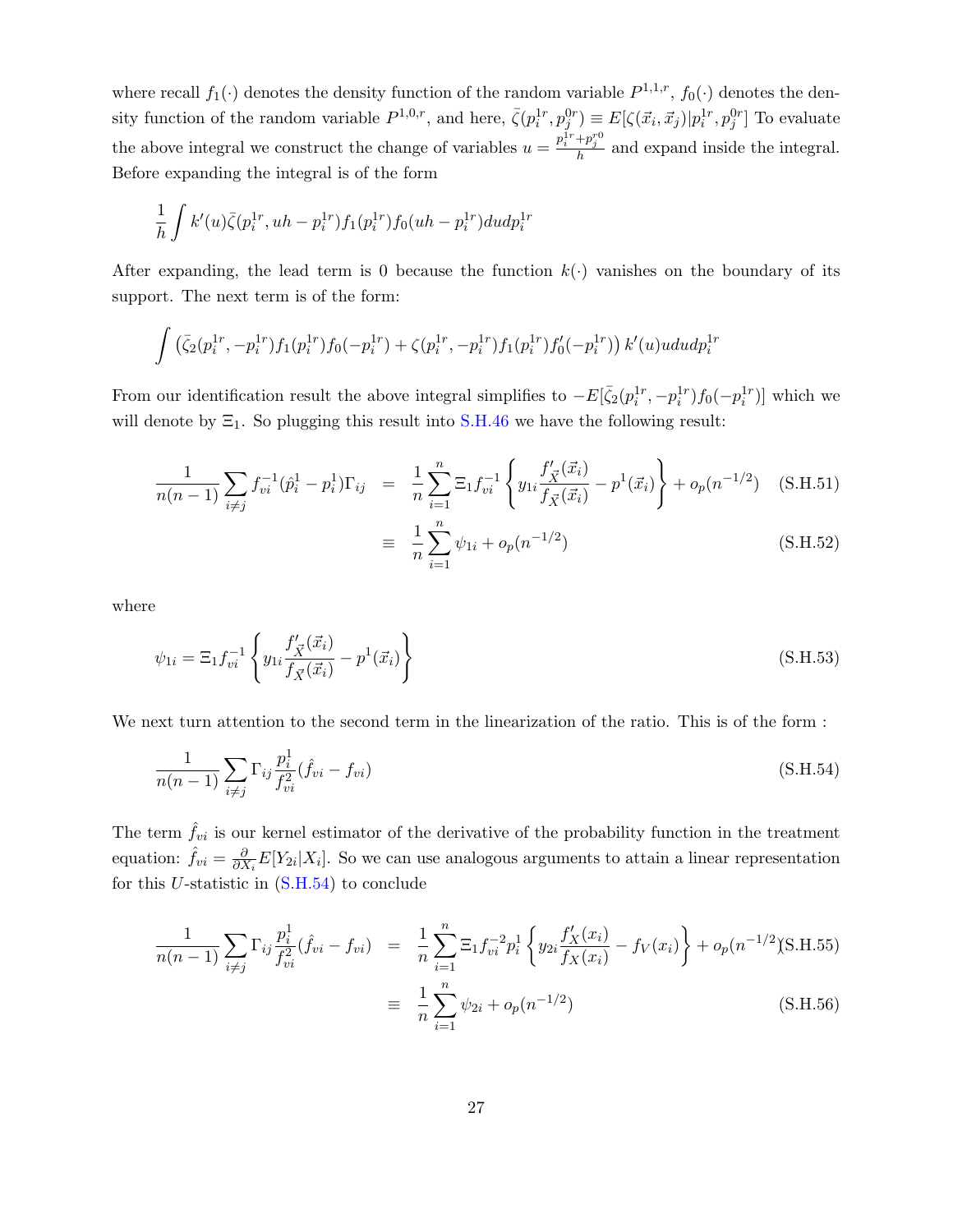where recall $f_1(\cdot)$ denotes the density function of the random variable $P^{1,1,r}$, $f_0(\cdot)$ denotes the density function of the random variable $P^{1,0,r}$, and here, $\bar{\zeta}(p_i^{1r}, p_j^{0r}) \equiv E[\zeta(\vec{x}_i, \vec{x}_j)|p_i^{1r}, p_j^{0r}]$ To evaluate the above integral we construct the change of variables $u = \frac{p_i^{1r}+p_j^{r0}}{h}$ and expand inside the integral. Before expanding the integral is of the form

$$
\frac{1}{h}\int k'(u)\bar{\zeta}(p_i^{1r}, uh - p_i^{1r})f_1(p_i^{1r})f_0(uh - p_i^{1r})du dp_i^{1r}
$$

After expanding, the lead term is 0 because the function $k(\cdot)$ vanishes on the boundary of its support. The next term is of the form:

$$
\int \left(\bar{\zeta}_2(p_i^{1r}, -p_i^{1r})f_1(p_i^{1r})f_0(-p_i^{1r}) + \zeta(p_i^{1r}, -p_i^{1r})f_1(p_i^{1r})f_0'(-p_i^{1r})\right)k'(u)u du dp_i^{1r}
$$

From our identification result the above integral simplifies to $-E[\bar{\zeta}_2(p_i^{1r}, -p_i^{1r})f_0(-p_i^{1r})]$ which we will denote by $\Xi_1$. So plugging this result into S.H.46 we have the following result:

$$
\begin{aligned}
\frac{1}{n(n-1)}\sum_{i\neq j} f_{vi}^{-1}(\hat{p}_i^1 - p_i^1)\Gamma_{ij} &= \frac{1}{n}\sum_{i=1}^{n}\Xi_1 f_{vi}^{-1}\left\{y_{1i}\frac{f'_{\vec{X}}(\vec{x}_i)}{f_{\vec{X}}(\vec{x}_i)} - p^1(\vec{x}_i)\right\} + o_p(n^{-1/2}) \quad \text{(S.H.51)}\\
&\equiv \frac{1}{n}\sum_{i=1}^{n}\psi_{1i} + o_p(n^{-1/2}) \quad \text{(S.H.52)}
\end{aligned}
$$

where

$$
\psi_{1i} = \Xi_1 f_{vi}^{-1}\left\{y_{1i}\frac{f'_{\vec{X}}(\vec{x}_i)}{f_{\vec{X}}(\vec{x}_i)} - p^1(\vec{x}_i)\right\} \quad \text{(S.H.53)}
$$

We next turn attention to the second term in the linearization of the ratio. This is of the form :

$$
\frac{1}{n(n-1)}\sum_{i\neq j}\Gamma_{ij}\frac{p_i^1}{f_{vi}^2}(\hat{f}_{vi} - f_{vi}) \quad \text{(S.H.54)}
$$

The term $\hat{f}_{vi}$ is our kernel estimator of the derivative of the probability function in the treatment equation: $\hat{f}_{vi} = \frac{\partial}{\partial X_i}E[Y_{2i}|X_i]$. So we can use analogous arguments to attain a linear representation for this $U$-statistic in (S.H.54) to conclude

$$
\begin{aligned}
\frac{1}{n(n-1)}\sum_{i\neq j}\Gamma_{ij}\frac{p_i^1}{f_{vi}^2}(\hat{f}_{vi} - f_{vi}) &= \frac{1}{n}\sum_{i=1}^{n}\Xi_1 f_{vi}^{-2}p_i^1\left\{y_{2i}\frac{f'_X(x_i)}{f_X(x_i)} - f_V(x_i)\right\} + o_p(n^{-1/2}) \quad \text{(S.H.55)}\\
&\equiv \frac{1}{n}\sum_{i=1}^{n}\psi_{2i} + o_p(n^{-1/2}) \quad \text{(S.H.56)}
\end{aligned}
$$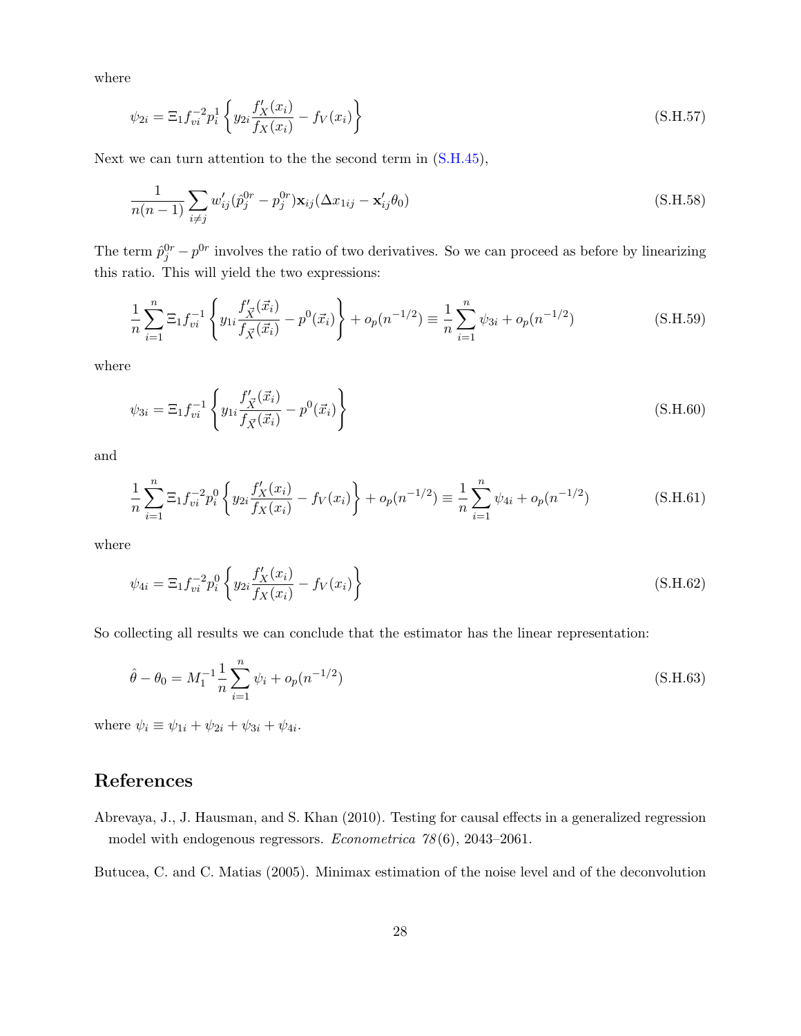where

$$\psi_{2i} = \Xi_1 f_{vi}^{-2} p_i^1 \left\{ y_{2i} \frac{f_X'(x_i)}{f_X(x_i)} - f_V(x_i) \right\} \tag{S.H.57}$$

Next we can turn attention to the the second term in (S.H.45),

$$\frac{1}{n(n-1)} \sum_{i \neq j} w_{ij}' (\hat{p}_j^{0r} - p_j^{0r}) \mathbf{x}_{ij} (\Delta x_{1ij} - \mathbf{x}_{ij}' \theta_0) \tag{S.H.58}$$

The term $\hat{p}_j^{0r} - p^{0r}$ involves the ratio of two derivatives. So we can proceed as before by linearizing this ratio. This will yield the two expressions:

$$\frac{1}{n} \sum_{i=1}^{n} \Xi_1 f_{vi}^{-1} \left\{ y_{1i} \frac{f_{\vec{X}}'(\vec{x}_i)}{f_{\vec{X}}(\vec{x}_i)} - p^0(\vec{x}_i) \right\} + o_p(n^{-1/2}) \equiv \frac{1}{n} \sum_{i=1}^{n} \psi_{3i} + o_p(n^{-1/2}) \tag{S.H.59}$$

where

$$\psi_{3i} = \Xi_1 f_{vi}^{-1} \left\{ y_{1i} \frac{f_{\vec{X}}'(\vec{x}_i)}{f_{\vec{X}}(\vec{x}_i)} - p^0(\vec{x}_i) \right\} \tag{S.H.60}$$

and

$$\frac{1}{n} \sum_{i=1}^{n} \Xi_1 f_{vi}^{-2} p_i^0 \left\{ y_{2i} \frac{f_X'(x_i)}{f_X(x_i)} - f_V(x_i) \right\} + o_p(n^{-1/2}) \equiv \frac{1}{n} \sum_{i=1}^{n} \psi_{4i} + o_p(n^{-1/2}) \tag{S.H.61}$$

where

$$\psi_{4i} = \Xi_1 f_{vi}^{-2} p_i^0 \left\{ y_{2i} \frac{f_X'(x_i)}{f_X(x_i)} - f_V(x_i) \right\} \tag{S.H.62}$$

So collecting all results we can conclude that the estimator has the linear representation:

$$\hat{\theta} - \theta_0 = M_1^{-1} \frac{1}{n} \sum_{i=1}^{n} \psi_i + o_p(n^{-1/2}) \tag{S.H.63}$$

where $\psi_i \equiv \psi_{1i} + \psi_{2i} + \psi_{3i} + \psi_{4i}$.

## References

Abrevaya, J., J. Hausman, and S. Khan (2010). Testing for causal effects in a generalized regression model with endogenous regressors. *Econometrica 78*(6), 2043–2061.

Butucea, C. and C. Matias (2005). Minimax estimation of the noise level and of the deconvolution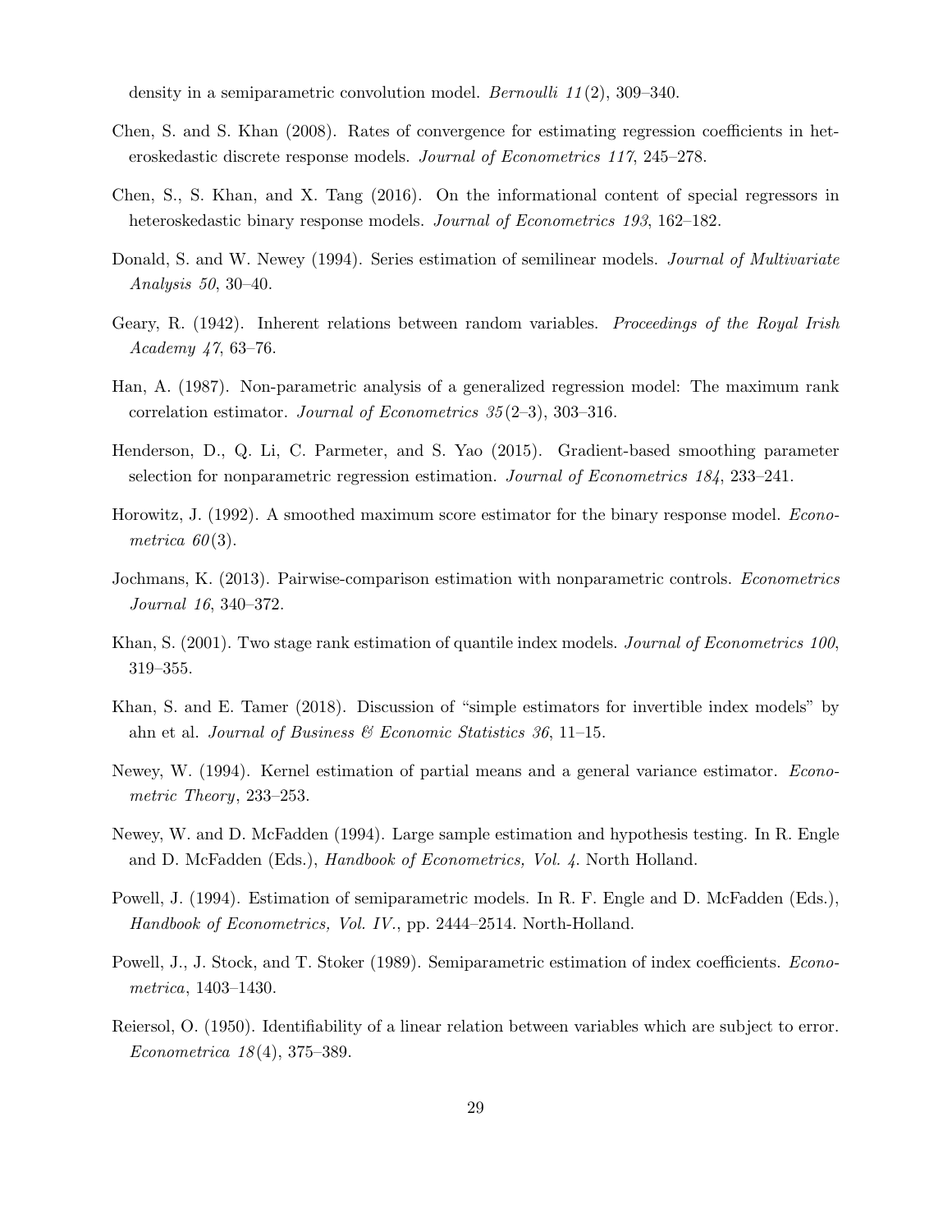density in a semiparametric convolution model. *Bernoulli 11*(2), 309–340.

Chen, S. and S. Khan (2008). Rates of convergence for estimating regression coefficients in heteroskedastic discrete response models. *Journal of Econometrics 117*, 245–278.

Chen, S., S. Khan, and X. Tang (2016). On the informational content of special regressors in heteroskedastic binary response models. *Journal of Econometrics 193*, 162–182.

Donald, S. and W. Newey (1994). Series estimation of semilinear models. *Journal of Multivariate Analysis 50*, 30–40.

Geary, R. (1942). Inherent relations between random variables. *Proceedings of the Royal Irish Academy 47*, 63–76.

Han, A. (1987). Non-parametric analysis of a generalized regression model: The maximum rank correlation estimator. *Journal of Econometrics 35*(2–3), 303–316.

Henderson, D., Q. Li, C. Parmeter, and S. Yao (2015). Gradient-based smoothing parameter selection for nonparametric regression estimation. *Journal of Econometrics 184*, 233–241.

Horowitz, J. (1992). A smoothed maximum score estimator for the binary response model. *Econometrica 60*(3).

Jochmans, K. (2013). Pairwise-comparison estimation with nonparametric controls. *Econometrics Journal 16*, 340–372.

Khan, S. (2001). Two stage rank estimation of quantile index models. *Journal of Econometrics 100*, 319–355.

Khan, S. and E. Tamer (2018). Discussion of "simple estimators for invertible index models" by ahn et al. *Journal of Business & Economic Statistics 36*, 11–15.

Newey, W. (1994). Kernel estimation of partial means and a general variance estimator. *Econometric Theory*, 233–253.

Newey, W. and D. McFadden (1994). Large sample estimation and hypothesis testing. In R. Engle and D. McFadden (Eds.), *Handbook of Econometrics, Vol. 4*. North Holland.

Powell, J. (1994). Estimation of semiparametric models. In R. F. Engle and D. McFadden (Eds.), *Handbook of Econometrics, Vol. IV.*, pp. 2444–2514. North-Holland.

Powell, J., J. Stock, and T. Stoker (1989). Semiparametric estimation of index coefficients. *Econometrica*, 1403–1430.

Reiersol, O. (1950). Identifiability of a linear relation between variables which are subject to error. *Econometrica 18*(4), 375–389.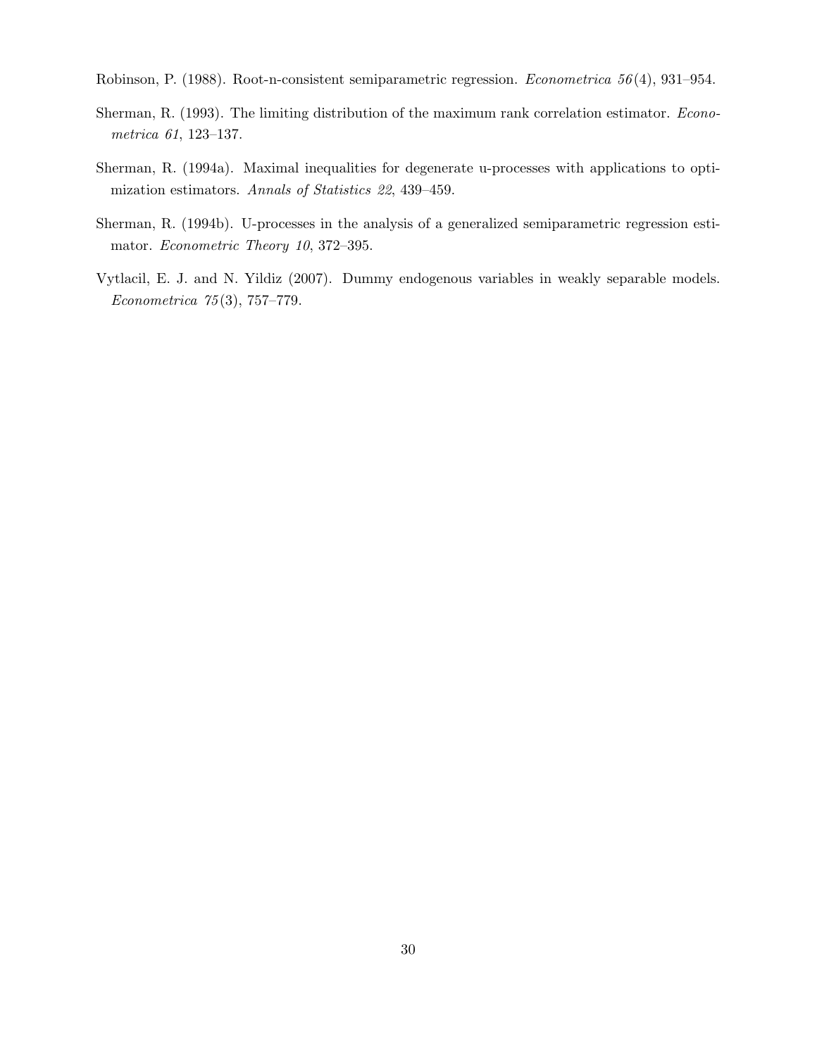Robinson, P. (1988). Root-n-consistent semiparametric regression. *Econometrica 56*(4), 931–954.

Sherman, R. (1993). The limiting distribution of the maximum rank correlation estimator. *Econometrica 61*, 123–137.

Sherman, R. (1994a). Maximal inequalities for degenerate u-processes with applications to optimization estimators. *Annals of Statistics 22*, 439–459.

Sherman, R. (1994b). U-processes in the analysis of a generalized semiparametric regression estimator. *Econometric Theory 10*, 372–395.

Vytlacil, E. J. and N. Yildiz (2007). Dummy endogenous variables in weakly separable models. *Econometrica 75*(3), 757–779.